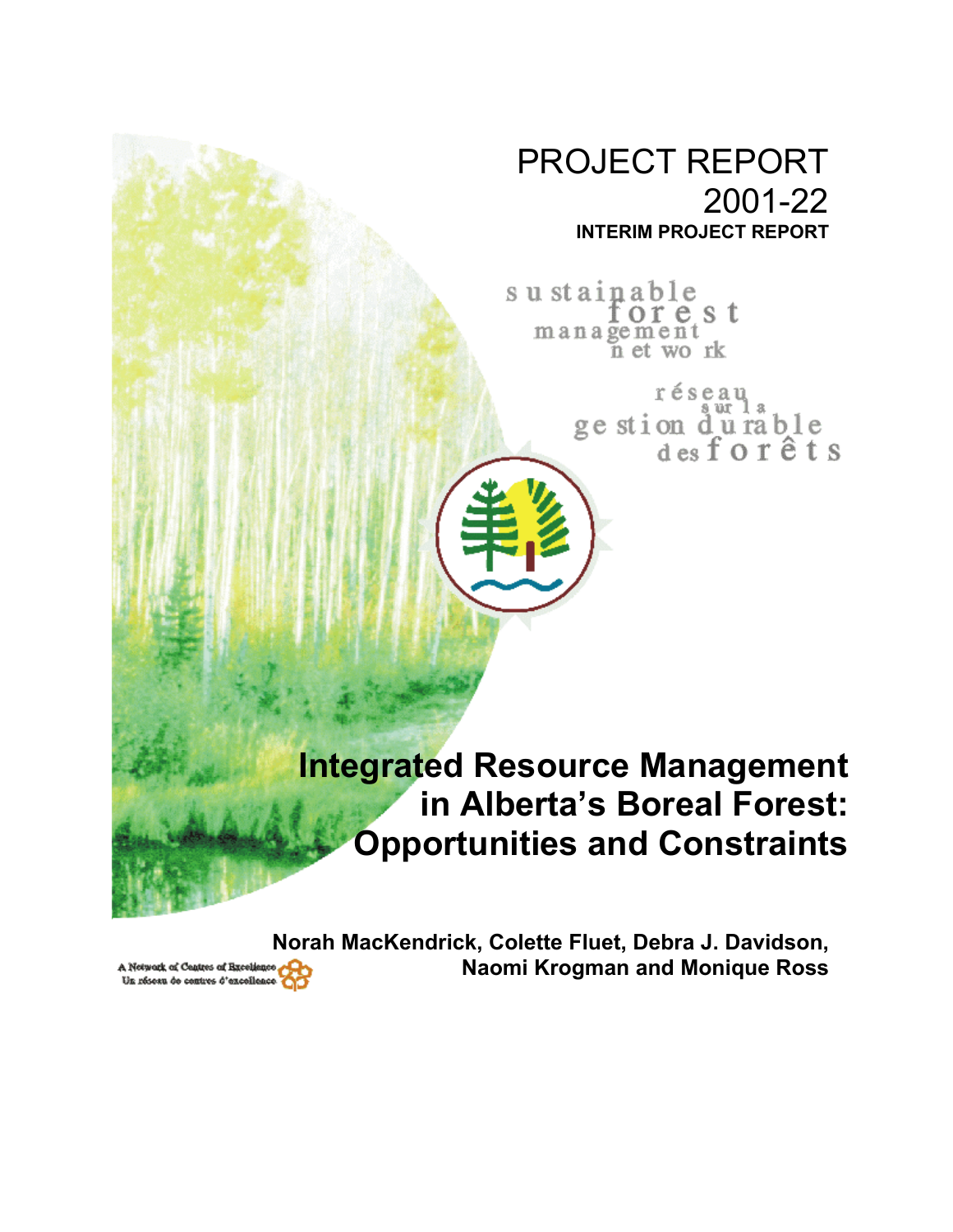PROJECT REPORT
2001-22
**INTERIM PROJECT REPORT**

sustainable forest management network

réseau sur la gestion durable des forêts

# Integrated Resource Management in Alberta's Boreal Forest: Opportunities and Constraints

**Norah MacKendrick, Colette Fluet, Debra J. Davidson, Naomi Krogman and Monique Ross**

A Network of Centres of Excellence
Un réseau de centres d'excellence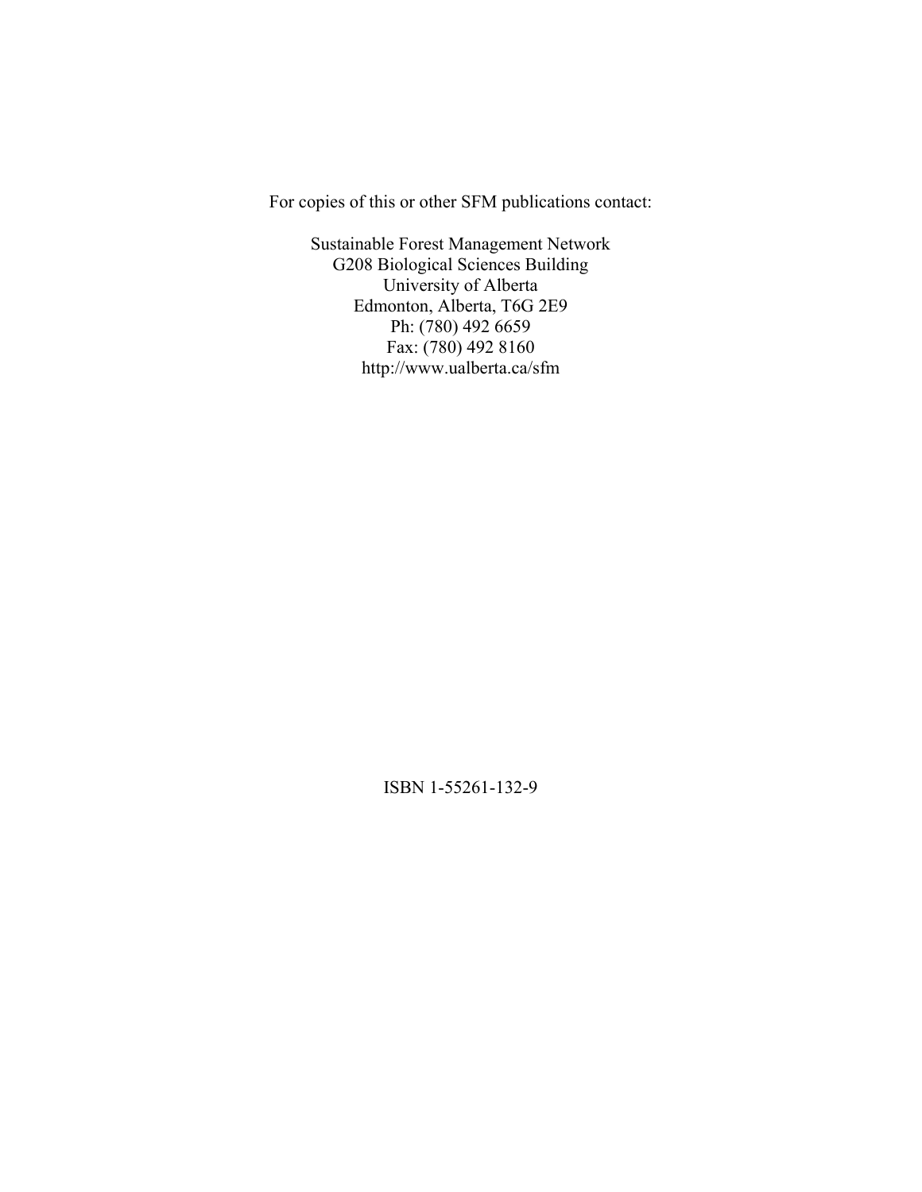For copies of this or other SFM publications contact:

Sustainable Forest Management Network
G208 Biological Sciences Building
University of Alberta
Edmonton, Alberta, T6G 2E9
Ph: (780) 492 6659
Fax: (780) 492 8160
http://www.ualberta.ca/sfm

ISBN 1-55261-132-9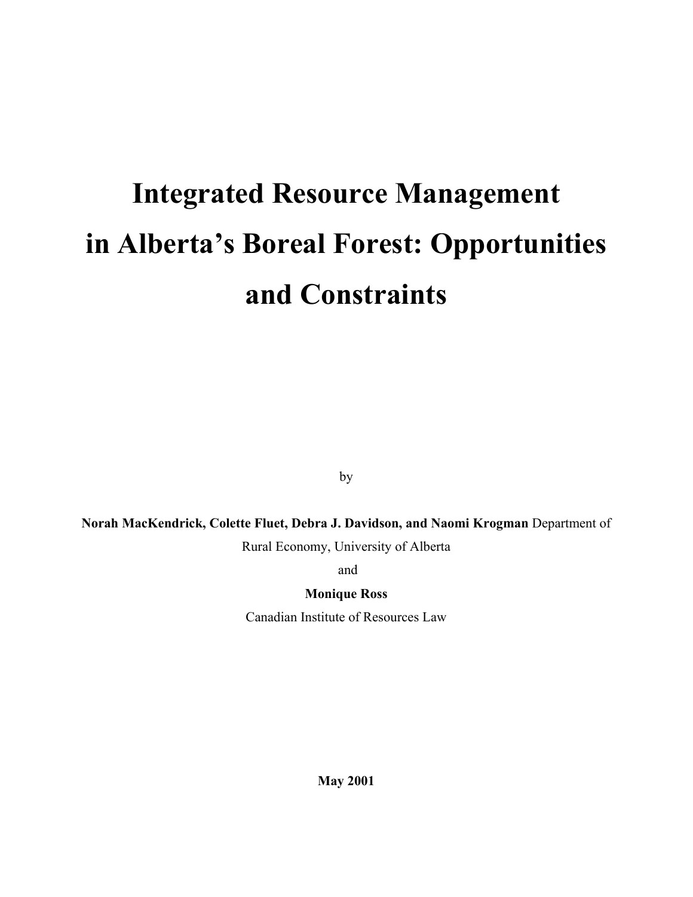# Integrated Resource Management in Alberta's Boreal Forest: Opportunities and Constraints

by

**Norah MacKendrick, Colette Fluet, Debra J. Davidson, and Naomi Krogman** Department of Rural Economy, University of Alberta

and

**Monique Ross**

Canadian Institute of Resources Law

**May 2001**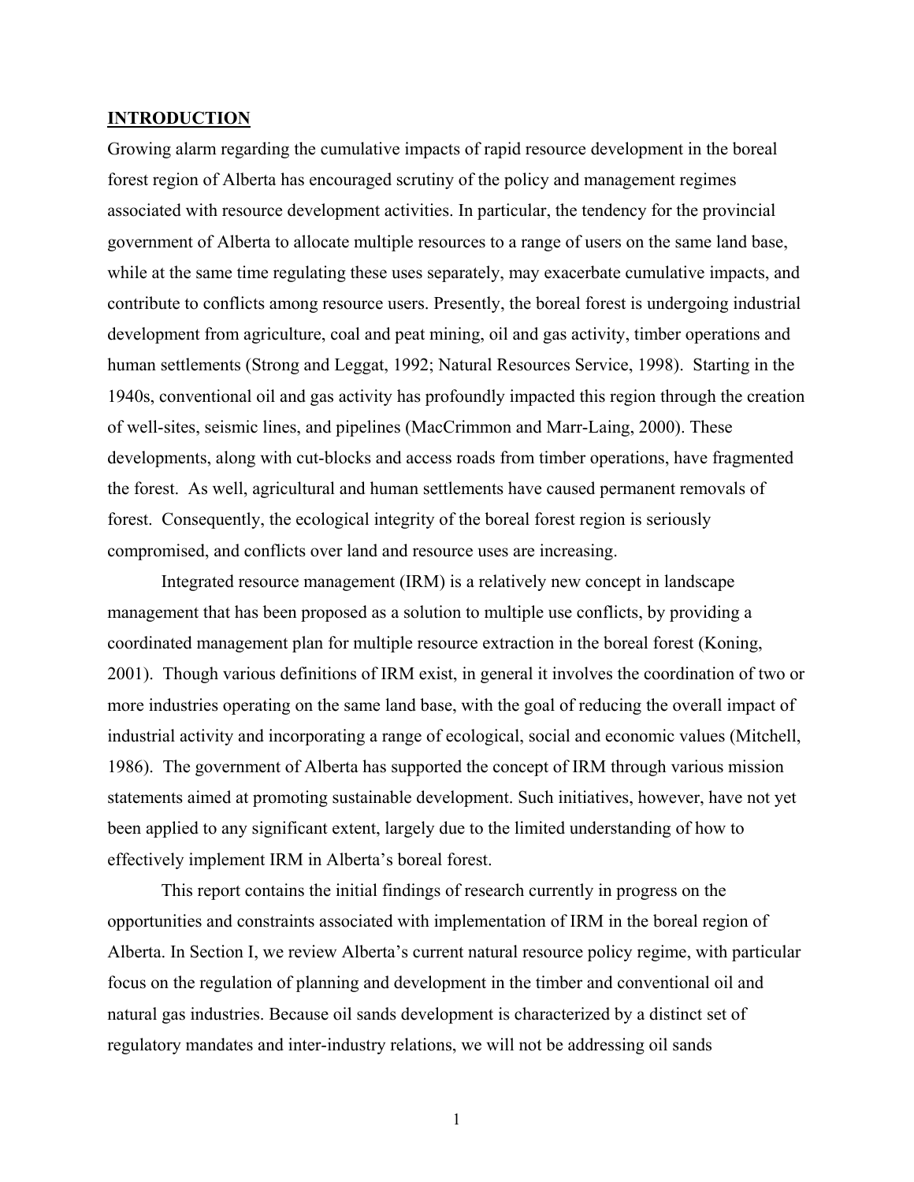## INTRODUCTION

Growing alarm regarding the cumulative impacts of rapid resource development in the boreal forest region of Alberta has encouraged scrutiny of the policy and management regimes associated with resource development activities. In particular, the tendency for the provincial government of Alberta to allocate multiple resources to a range of users on the same land base, while at the same time regulating these uses separately, may exacerbate cumulative impacts, and contribute to conflicts among resource users. Presently, the boreal forest is undergoing industrial development from agriculture, coal and peat mining, oil and gas activity, timber operations and human settlements (Strong and Leggat, 1992; Natural Resources Service, 1998). Starting in the 1940s, conventional oil and gas activity has profoundly impacted this region through the creation of well-sites, seismic lines, and pipelines (MacCrimmon and Marr-Laing, 2000). These developments, along with cut-blocks and access roads from timber operations, have fragmented the forest. As well, agricultural and human settlements have caused permanent removals of forest. Consequently, the ecological integrity of the boreal forest region is seriously compromised, and conflicts over land and resource uses are increasing.

Integrated resource management (IRM) is a relatively new concept in landscape management that has been proposed as a solution to multiple use conflicts, by providing a coordinated management plan for multiple resource extraction in the boreal forest (Koning, 2001). Though various definitions of IRM exist, in general it involves the coordination of two or more industries operating on the same land base, with the goal of reducing the overall impact of industrial activity and incorporating a range of ecological, social and economic values (Mitchell, 1986). The government of Alberta has supported the concept of IRM through various mission statements aimed at promoting sustainable development. Such initiatives, however, have not yet been applied to any significant extent, largely due to the limited understanding of how to effectively implement IRM in Alberta's boreal forest.

This report contains the initial findings of research currently in progress on the opportunities and constraints associated with implementation of IRM in the boreal region of Alberta. In Section I, we review Alberta's current natural resource policy regime, with particular focus on the regulation of planning and development in the timber and conventional oil and natural gas industries. Because oil sands development is characterized by a distinct set of regulatory mandates and inter-industry relations, we will not be addressing oil sands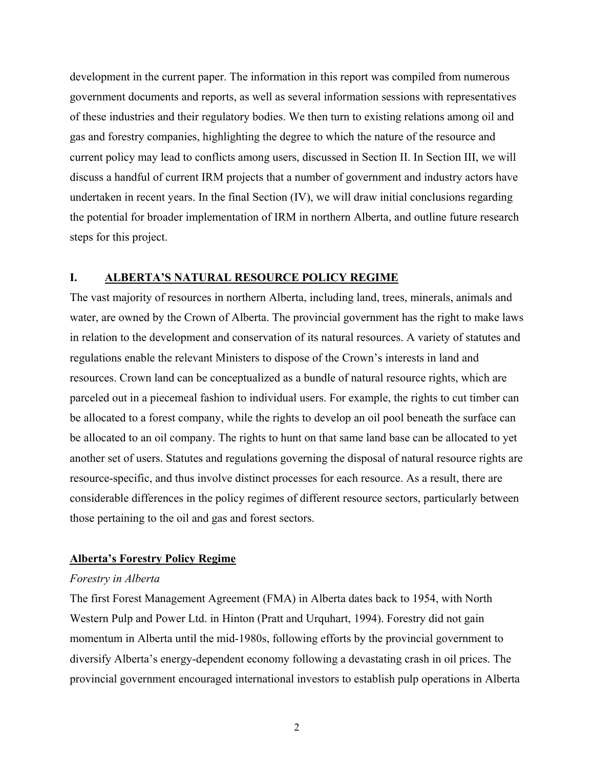development in the current paper. The information in this report was compiled from numerous government documents and reports, as well as several information sessions with representatives of these industries and their regulatory bodies. We then turn to existing relations among oil and gas and forestry companies, highlighting the degree to which the nature of the resource and current policy may lead to conflicts among users, discussed in Section II. In Section III, we will discuss a handful of current IRM projects that a number of government and industry actors have undertaken in recent years. In the final Section (IV), we will draw initial conclusions regarding the potential for broader implementation of IRM in northern Alberta, and outline future research steps for this project.

## I. ALBERTA'S NATURAL RESOURCE POLICY REGIME

The vast majority of resources in northern Alberta, including land, trees, minerals, animals and water, are owned by the Crown of Alberta. The provincial government has the right to make laws in relation to the development and conservation of its natural resources. A variety of statutes and regulations enable the relevant Ministers to dispose of the Crown's interests in land and resources. Crown land can be conceptualized as a bundle of natural resource rights, which are parceled out in a piecemeal fashion to individual users. For example, the rights to cut timber can be allocated to a forest company, while the rights to develop an oil pool beneath the surface can be allocated to an oil company. The rights to hunt on that same land base can be allocated to yet another set of users. Statutes and regulations governing the disposal of natural resource rights are resource-specific, and thus involve distinct processes for each resource. As a result, there are considerable differences in the policy regimes of different resource sectors, particularly between those pertaining to the oil and gas and forest sectors.

### Alberta's Forestry Policy Regime

*Forestry in Alberta*

The first Forest Management Agreement (FMA) in Alberta dates back to 1954, with North Western Pulp and Power Ltd. in Hinton (Pratt and Urquhart, 1994). Forestry did not gain momentum in Alberta until the mid-1980s, following efforts by the provincial government to diversify Alberta's energy-dependent economy following a devastating crash in oil prices. The provincial government encouraged international investors to establish pulp operations in Alberta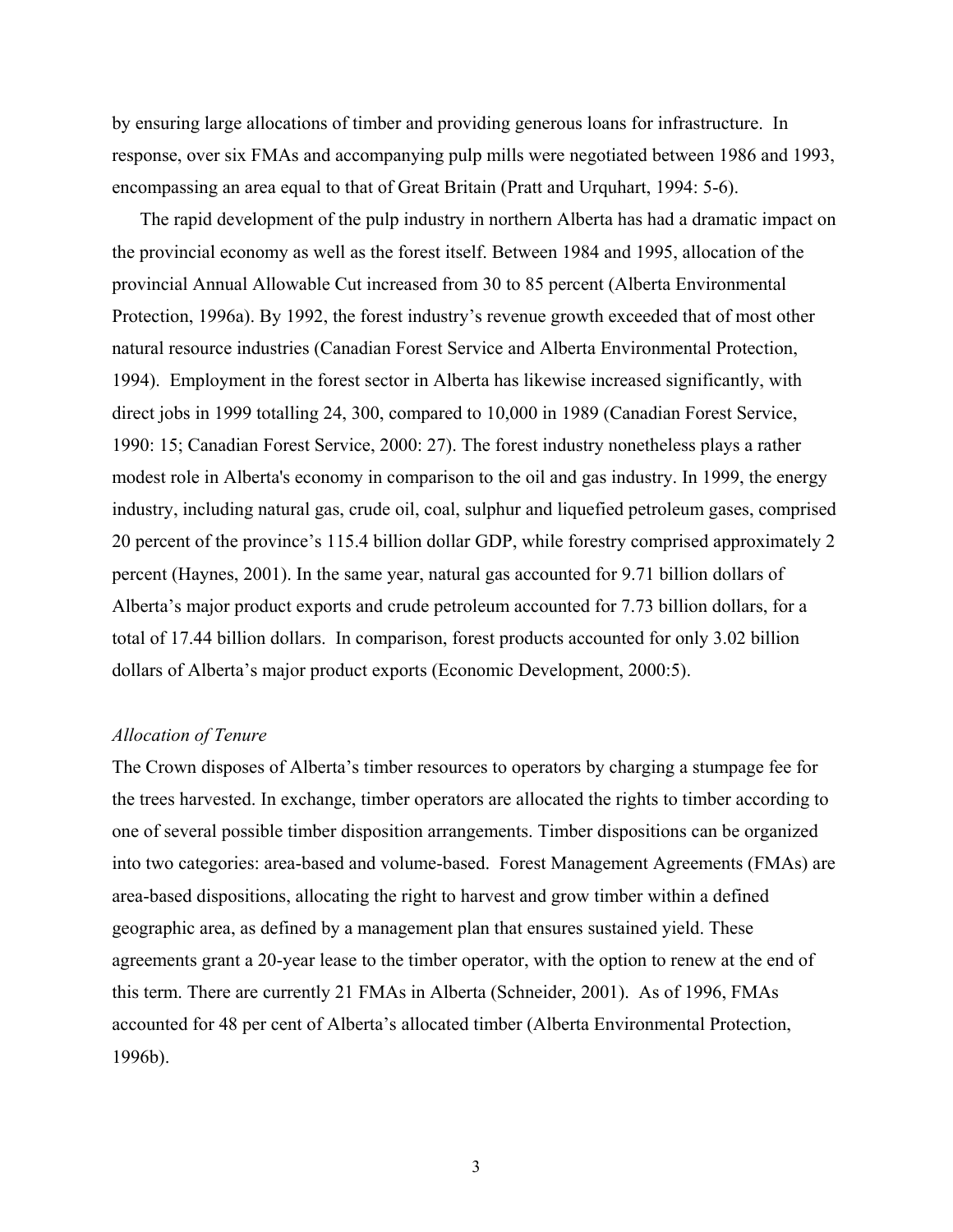by ensuring large allocations of timber and providing generous loans for infrastructure. In response, over six FMAs and accompanying pulp mills were negotiated between 1986 and 1993, encompassing an area equal to that of Great Britain (Pratt and Urquhart, 1994: 5-6).

The rapid development of the pulp industry in northern Alberta has had a dramatic impact on the provincial economy as well as the forest itself. Between 1984 and 1995, allocation of the provincial Annual Allowable Cut increased from 30 to 85 percent (Alberta Environmental Protection, 1996a). By 1992, the forest industry's revenue growth exceeded that of most other natural resource industries (Canadian Forest Service and Alberta Environmental Protection, 1994). Employment in the forest sector in Alberta has likewise increased significantly, with direct jobs in 1999 totalling 24, 300, compared to 10,000 in 1989 (Canadian Forest Service, 1990: 15; Canadian Forest Service, 2000: 27). The forest industry nonetheless plays a rather modest role in Alberta's economy in comparison to the oil and gas industry. In 1999, the energy industry, including natural gas, crude oil, coal, sulphur and liquefied petroleum gases, comprised 20 percent of the province's 115.4 billion dollar GDP, while forestry comprised approximately 2 percent (Haynes, 2001). In the same year, natural gas accounted for 9.71 billion dollars of Alberta's major product exports and crude petroleum accounted for 7.73 billion dollars, for a total of 17.44 billion dollars. In comparison, forest products accounted for only 3.02 billion dollars of Alberta's major product exports (Economic Development, 2000:5).

*Allocation of Tenure*

The Crown disposes of Alberta's timber resources to operators by charging a stumpage fee for the trees harvested. In exchange, timber operators are allocated the rights to timber according to one of several possible timber disposition arrangements. Timber dispositions can be organized into two categories: area-based and volume-based. Forest Management Agreements (FMAs) are area-based dispositions, allocating the right to harvest and grow timber within a defined geographic area, as defined by a management plan that ensures sustained yield. These agreements grant a 20-year lease to the timber operator, with the option to renew at the end of this term. There are currently 21 FMAs in Alberta (Schneider, 2001). As of 1996, FMAs accounted for 48 per cent of Alberta's allocated timber (Alberta Environmental Protection, 1996b).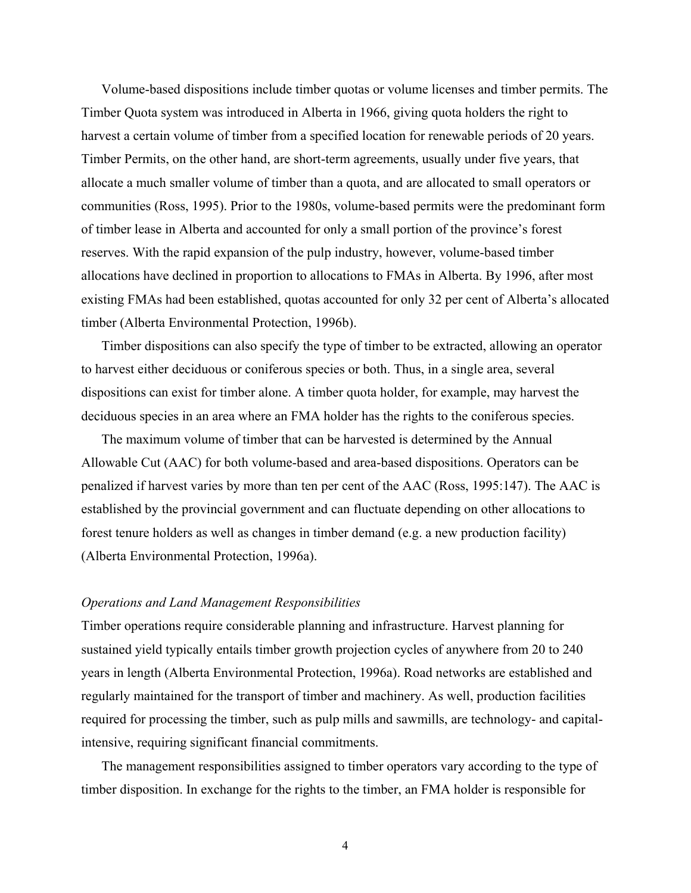Volume-based dispositions include timber quotas or volume licenses and timber permits. The Timber Quota system was introduced in Alberta in 1966, giving quota holders the right to harvest a certain volume of timber from a specified location for renewable periods of 20 years. Timber Permits, on the other hand, are short-term agreements, usually under five years, that allocate a much smaller volume of timber than a quota, and are allocated to small operators or communities (Ross, 1995). Prior to the 1980s, volume-based permits were the predominant form of timber lease in Alberta and accounted for only a small portion of the province's forest reserves. With the rapid expansion of the pulp industry, however, volume-based timber allocations have declined in proportion to allocations to FMAs in Alberta. By 1996, after most existing FMAs had been established, quotas accounted for only 32 per cent of Alberta's allocated timber (Alberta Environmental Protection, 1996b).

Timber dispositions can also specify the type of timber to be extracted, allowing an operator to harvest either deciduous or coniferous species or both. Thus, in a single area, several dispositions can exist for timber alone. A timber quota holder, for example, may harvest the deciduous species in an area where an FMA holder has the rights to the coniferous species.

The maximum volume of timber that can be harvested is determined by the Annual Allowable Cut (AAC) for both volume-based and area-based dispositions. Operators can be penalized if harvest varies by more than ten per cent of the AAC (Ross, 1995:147). The AAC is established by the provincial government and can fluctuate depending on other allocations to forest tenure holders as well as changes in timber demand (e.g. a new production facility) (Alberta Environmental Protection, 1996a).

### *Operations and Land Management Responsibilities*

Timber operations require considerable planning and infrastructure. Harvest planning for sustained yield typically entails timber growth projection cycles of anywhere from 20 to 240 years in length (Alberta Environmental Protection, 1996a). Road networks are established and regularly maintained for the transport of timber and machinery. As well, production facilities required for processing the timber, such as pulp mills and sawmills, are technology- and capital-intensive, requiring significant financial commitments.

The management responsibilities assigned to timber operators vary according to the type of timber disposition. In exchange for the rights to the timber, an FMA holder is responsible for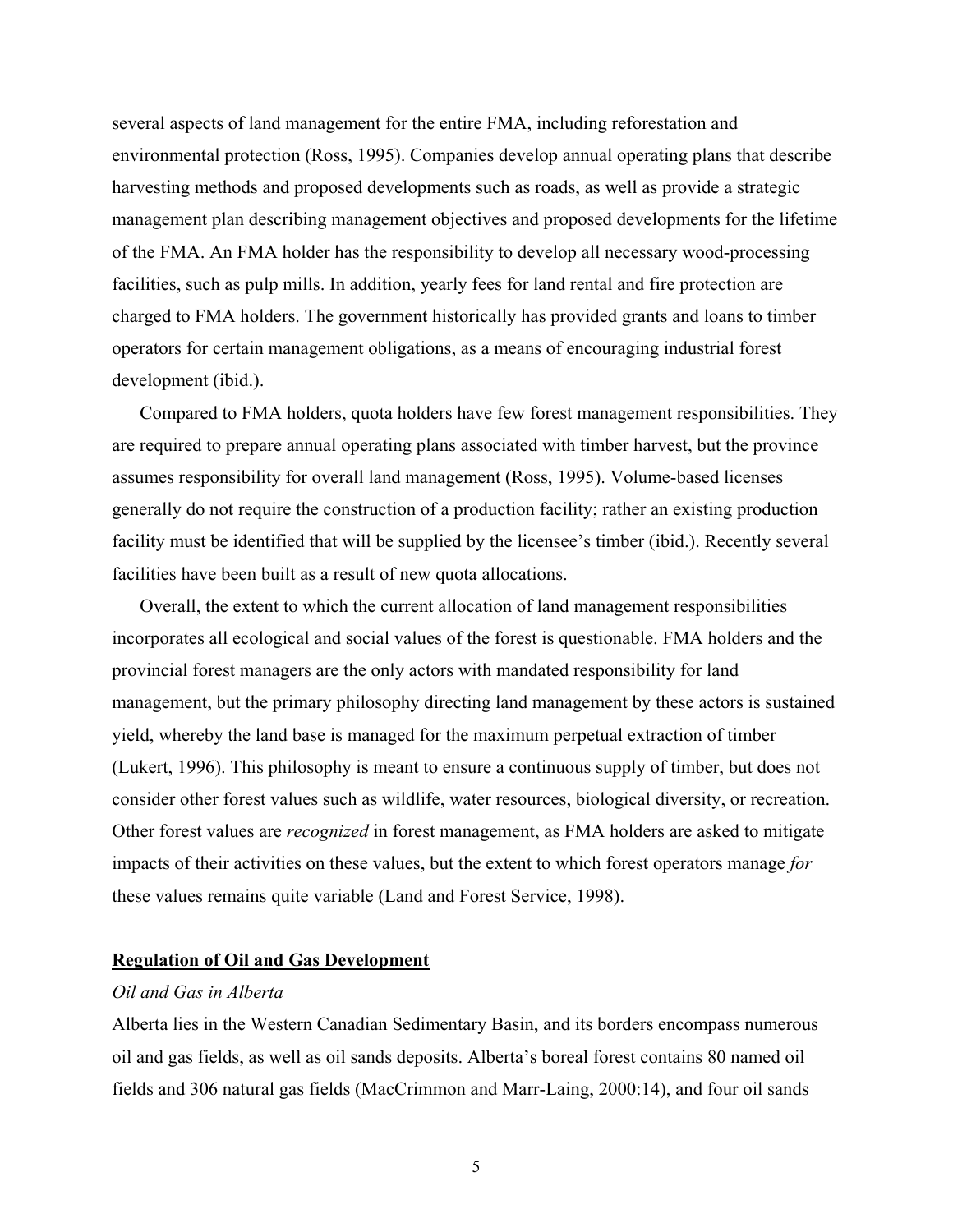several aspects of land management for the entire FMA, including reforestation and environmental protection (Ross, 1995). Companies develop annual operating plans that describe harvesting methods and proposed developments such as roads, as well as provide a strategic management plan describing management objectives and proposed developments for the lifetime of the FMA. An FMA holder has the responsibility to develop all necessary wood-processing facilities, such as pulp mills. In addition, yearly fees for land rental and fire protection are charged to FMA holders. The government historically has provided grants and loans to timber operators for certain management obligations, as a means of encouraging industrial forest development (ibid.).

Compared to FMA holders, quota holders have few forest management responsibilities. They are required to prepare annual operating plans associated with timber harvest, but the province assumes responsibility for overall land management (Ross, 1995). Volume-based licenses generally do not require the construction of a production facility; rather an existing production facility must be identified that will be supplied by the licensee's timber (ibid.). Recently several facilities have been built as a result of new quota allocations.

Overall, the extent to which the current allocation of land management responsibilities incorporates all ecological and social values of the forest is questionable. FMA holders and the provincial forest managers are the only actors with mandated responsibility for land management, but the primary philosophy directing land management by these actors is sustained yield, whereby the land base is managed for the maximum perpetual extraction of timber (Lukert, 1996). This philosophy is meant to ensure a continuous supply of timber, but does not consider other forest values such as wildlife, water resources, biological diversity, or recreation. Other forest values are *recognized* in forest management, as FMA holders are asked to mitigate impacts of their activities on these values, but the extent to which forest operators manage *for* these values remains quite variable (Land and Forest Service, 1998).

## **Regulation of Oil and Gas Development**

### *Oil and Gas in Alberta*

Alberta lies in the Western Canadian Sedimentary Basin, and its borders encompass numerous oil and gas fields, as well as oil sands deposits. Alberta's boreal forest contains 80 named oil fields and 306 natural gas fields (MacCrimmon and Marr-Laing, 2000:14), and four oil sands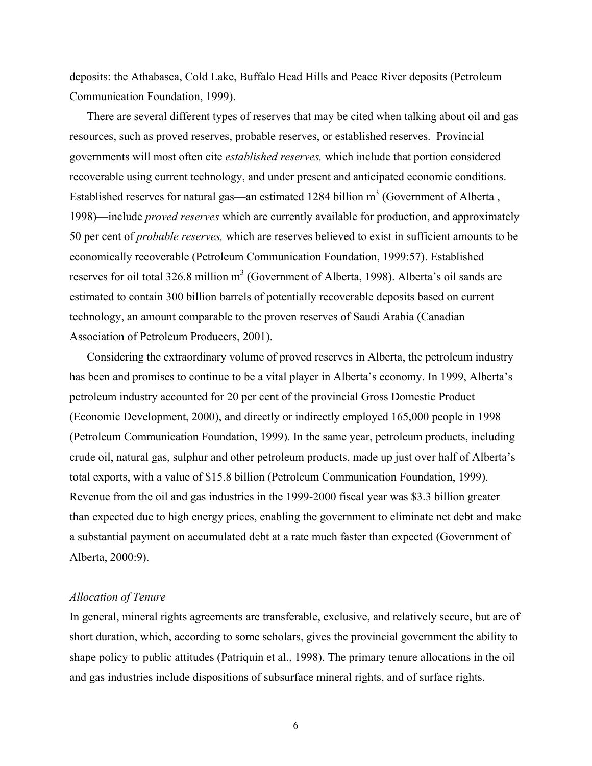deposits: the Athabasca, Cold Lake, Buffalo Head Hills and Peace River deposits (Petroleum Communication Foundation, 1999).

There are several different types of reserves that may be cited when talking about oil and gas resources, such as proved reserves, probable reserves, or established reserves. Provincial governments will most often cite *established reserves,* which include that portion considered recoverable using current technology, and under present and anticipated economic conditions. Established reserves for natural gas—an estimated 1284 billion $m^3$ (Government of Alberta , 1998)—include *proved reserves* which are currently available for production, and approximately 50 per cent of *probable reserves,* which are reserves believed to exist in sufficient amounts to be economically recoverable (Petroleum Communication Foundation, 1999:57). Established reserves for oil total 326.8 million $m^3$ (Government of Alberta, 1998). Alberta's oil sands are estimated to contain 300 billion barrels of potentially recoverable deposits based on current technology, an amount comparable to the proven reserves of Saudi Arabia (Canadian Association of Petroleum Producers, 2001).

Considering the extraordinary volume of proved reserves in Alberta, the petroleum industry has been and promises to continue to be a vital player in Alberta's economy. In 1999, Alberta's petroleum industry accounted for 20 per cent of the provincial Gross Domestic Product (Economic Development, 2000), and directly or indirectly employed 165,000 people in 1998 (Petroleum Communication Foundation, 1999). In the same year, petroleum products, including crude oil, natural gas, sulphur and other petroleum products, made up just over half of Alberta's total exports, with a value of \$15.8 billion (Petroleum Communication Foundation, 1999). Revenue from the oil and gas industries in the 1999-2000 fiscal year was \$3.3 billion greater than expected due to high energy prices, enabling the government to eliminate net debt and make a substantial payment on accumulated debt at a rate much faster than expected (Government of Alberta, 2000:9).

### *Allocation of Tenure*

In general, mineral rights agreements are transferable, exclusive, and relatively secure, but are of short duration, which, according to some scholars, gives the provincial government the ability to shape policy to public attitudes (Patriquin et al., 1998). The primary tenure allocations in the oil and gas industries include dispositions of subsurface mineral rights, and of surface rights.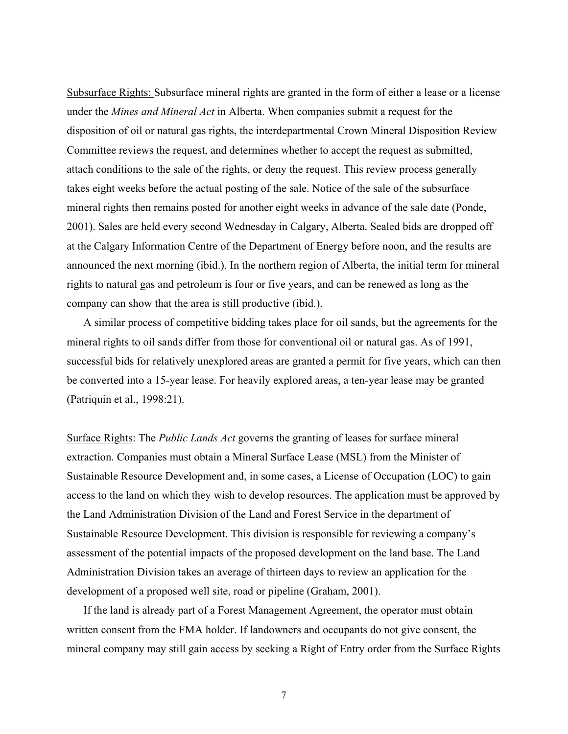<u>Subsurface Rights:</u> Subsurface mineral rights are granted in the form of either a lease or a license under the *Mines and Mineral Act* in Alberta. When companies submit a request for the disposition of oil or natural gas rights, the interdepartmental Crown Mineral Disposition Review Committee reviews the request, and determines whether to accept the request as submitted, attach conditions to the sale of the rights, or deny the request. This review process generally takes eight weeks before the actual posting of the sale. Notice of the sale of the subsurface mineral rights then remains posted for another eight weeks in advance of the sale date (Ponde, 2001). Sales are held every second Wednesday in Calgary, Alberta. Sealed bids are dropped off at the Calgary Information Centre of the Department of Energy before noon, and the results are announced the next morning (ibid.). In the northern region of Alberta, the initial term for mineral rights to natural gas and petroleum is four or five years, and can be renewed as long as the company can show that the area is still productive (ibid.).

A similar process of competitive bidding takes place for oil sands, but the agreements for the mineral rights to oil sands differ from those for conventional oil or natural gas. As of 1991, successful bids for relatively unexplored areas are granted a permit for five years, which can then be converted into a 15-year lease. For heavily explored areas, a ten-year lease may be granted (Patriquin et al., 1998:21).

<u>Surface Rights</u>: The *Public Lands Act* governs the granting of leases for surface mineral extraction. Companies must obtain a Mineral Surface Lease (MSL) from the Minister of Sustainable Resource Development and, in some cases, a License of Occupation (LOC) to gain access to the land on which they wish to develop resources. The application must be approved by the Land Administration Division of the Land and Forest Service in the department of Sustainable Resource Development. This division is responsible for reviewing a company's assessment of the potential impacts of the proposed development on the land base. The Land Administration Division takes an average of thirteen days to review an application for the development of a proposed well site, road or pipeline (Graham, 2001).

If the land is already part of a Forest Management Agreement, the operator must obtain written consent from the FMA holder. If landowners and occupants do not give consent, the mineral company may still gain access by seeking a Right of Entry order from the Surface Rights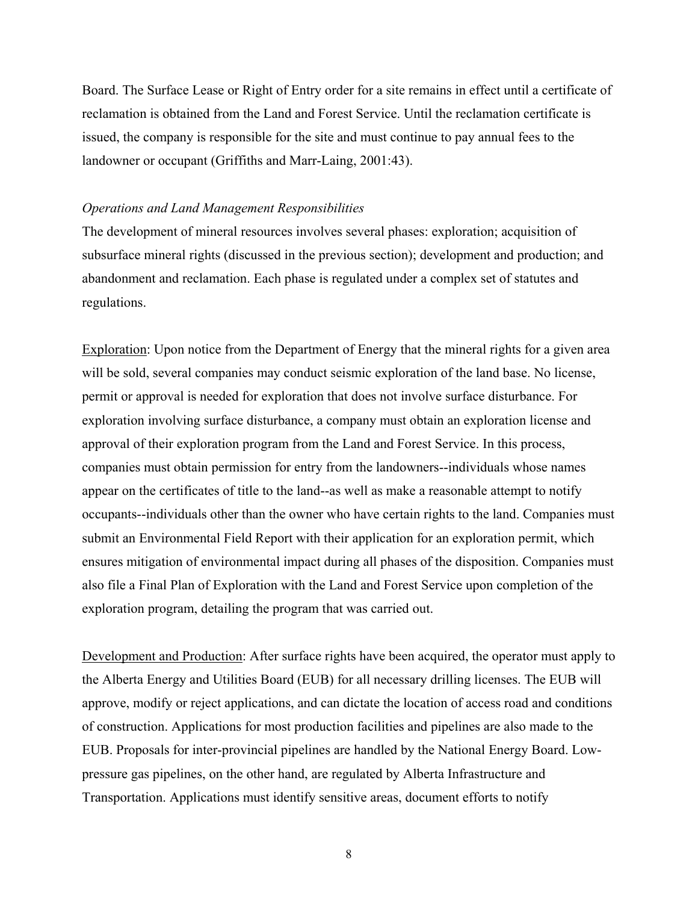Board. The Surface Lease or Right of Entry order for a site remains in effect until a certificate of reclamation is obtained from the Land and Forest Service. Until the reclamation certificate is issued, the company is responsible for the site and must continue to pay annual fees to the landowner or occupant (Griffiths and Marr-Laing, 2001:43).

*Operations and Land Management Responsibilities*

The development of mineral resources involves several phases: exploration; acquisition of subsurface mineral rights (discussed in the previous section); development and production; and abandonment and reclamation. Each phase is regulated under a complex set of statutes and regulations.

<u>Exploration</u>: Upon notice from the Department of Energy that the mineral rights for a given area will be sold, several companies may conduct seismic exploration of the land base. No license, permit or approval is needed for exploration that does not involve surface disturbance. For exploration involving surface disturbance, a company must obtain an exploration license and approval of their exploration program from the Land and Forest Service. In this process, companies must obtain permission for entry from the landowners--individuals whose names appear on the certificates of title to the land--as well as make a reasonable attempt to notify occupants--individuals other than the owner who have certain rights to the land. Companies must submit an Environmental Field Report with their application for an exploration permit, which ensures mitigation of environmental impact during all phases of the disposition. Companies must also file a Final Plan of Exploration with the Land and Forest Service upon completion of the exploration program, detailing the program that was carried out.

<u>Development and Production</u>: After surface rights have been acquired, the operator must apply to the Alberta Energy and Utilities Board (EUB) for all necessary drilling licenses. The EUB will approve, modify or reject applications, and can dictate the location of access road and conditions of construction. Applications for most production facilities and pipelines are also made to the EUB. Proposals for inter-provincial pipelines are handled by the National Energy Board. Low-pressure gas pipelines, on the other hand, are regulated by Alberta Infrastructure and Transportation. Applications must identify sensitive areas, document efforts to notify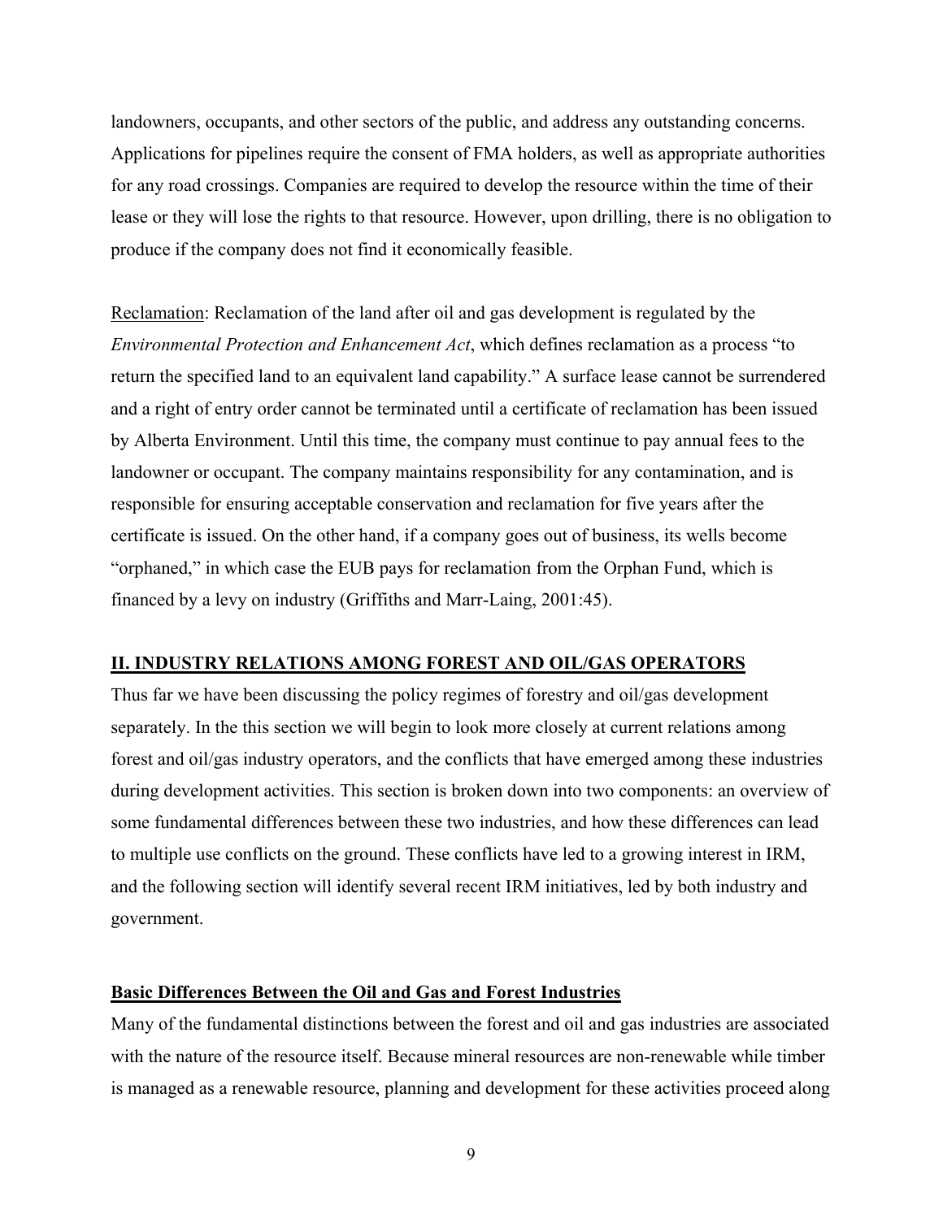landowners, occupants, and other sectors of the public, and address any outstanding concerns. Applications for pipelines require the consent of FMA holders, as well as appropriate authorities for any road crossings. Companies are required to develop the resource within the time of their lease or they will lose the rights to that resource. However, upon drilling, there is no obligation to produce if the company does not find it economically feasible.

<u>Reclamation</u>: Reclamation of the land after oil and gas development is regulated by the *Environmental Protection and Enhancement Act*, which defines reclamation as a process "to return the specified land to an equivalent land capability." A surface lease cannot be surrendered and a right of entry order cannot be terminated until a certificate of reclamation has been issued by Alberta Environment. Until this time, the company must continue to pay annual fees to the landowner or occupant. The company maintains responsibility for any contamination, and is responsible for ensuring acceptable conservation and reclamation for five years after the certificate is issued. On the other hand, if a company goes out of business, its wells become "orphaned," in which case the EUB pays for reclamation from the Orphan Fund, which is financed by a levy on industry (Griffiths and Marr-Laing, 2001:45).

## II. INDUSTRY RELATIONS AMONG FOREST AND OIL/GAS OPERATORS

Thus far we have been discussing the policy regimes of forestry and oil/gas development separately. In the this section we will begin to look more closely at current relations among forest and oil/gas industry operators, and the conflicts that have emerged among these industries during development activities. This section is broken down into two components: an overview of some fundamental differences between these two industries, and how these differences can lead to multiple use conflicts on the ground. These conflicts have led to a growing interest in IRM, and the following section will identify several recent IRM initiatives, led by both industry and government.

### Basic Differences Between the Oil and Gas and Forest Industries

Many of the fundamental distinctions between the forest and oil and gas industries are associated with the nature of the resource itself. Because mineral resources are non-renewable while timber is managed as a renewable resource, planning and development for these activities proceed along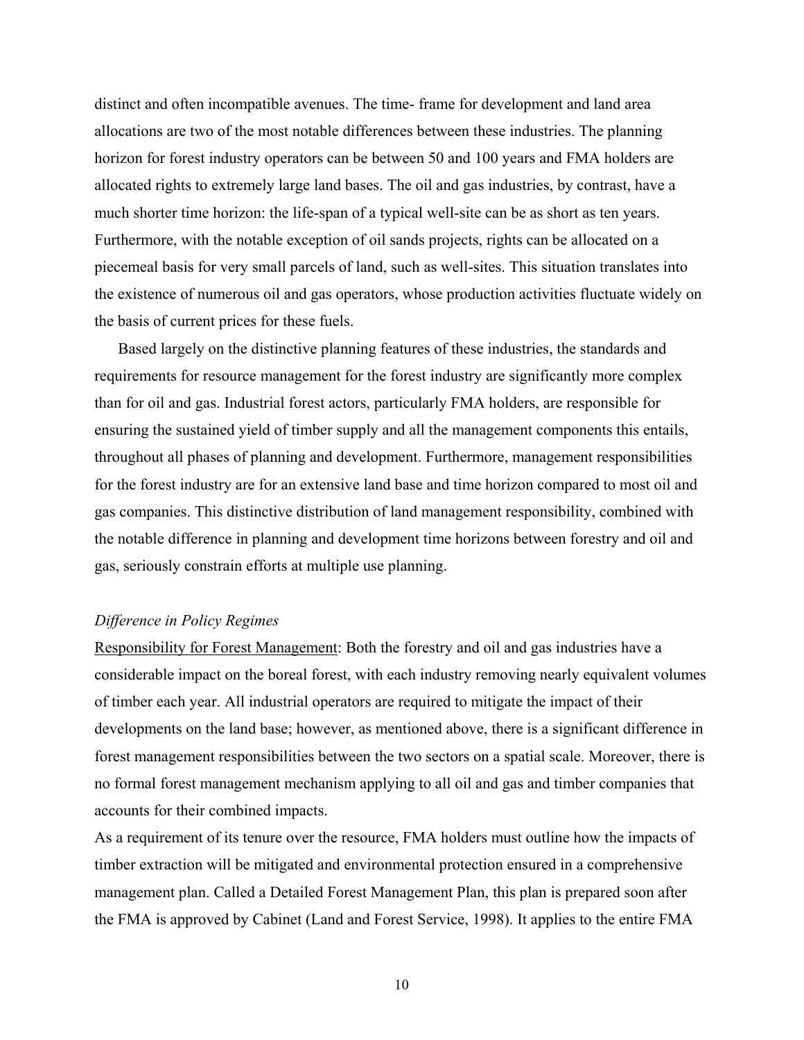distinct and often incompatible avenues. The time- frame for development and land area allocations are two of the most notable differences between these industries. The planning horizon for forest industry operators can be between 50 and 100 years and FMA holders are allocated rights to extremely large land bases. The oil and gas industries, by contrast, have a much shorter time horizon: the life-span of a typical well-site can be as short as ten years. Furthermore, with the notable exception of oil sands projects, rights can be allocated on a piecemeal basis for very small parcels of land, such as well-sites. This situation translates into the existence of numerous oil and gas operators, whose production activities fluctuate widely on the basis of current prices for these fuels.

Based largely on the distinctive planning features of these industries, the standards and requirements for resource management for the forest industry are significantly more complex than for oil and gas. Industrial forest actors, particularly FMA holders, are responsible for ensuring the sustained yield of timber supply and all the management components this entails, throughout all phases of planning and development. Furthermore, management responsibilities for the forest industry are for an extensive land base and time horizon compared to most oil and gas companies. This distinctive distribution of land management responsibility, combined with the notable difference in planning and development time horizons between forestry and oil and gas, seriously constrain efforts at multiple use planning.

*Difference in Policy Regimes*

<u>Responsibility for Forest Management</u>: Both the forestry and oil and gas industries have a considerable impact on the boreal forest, with each industry removing nearly equivalent volumes of timber each year. All industrial operators are required to mitigate the impact of their developments on the land base; however, as mentioned above, there is a significant difference in forest management responsibilities between the two sectors on a spatial scale. Moreover, there is no formal forest management mechanism applying to all oil and gas and timber companies that accounts for their combined impacts.

As a requirement of its tenure over the resource, FMA holders must outline how the impacts of timber extraction will be mitigated and environmental protection ensured in a comprehensive management plan. Called a Detailed Forest Management Plan, this plan is prepared soon after the FMA is approved by Cabinet (Land and Forest Service, 1998). It applies to the entire FMA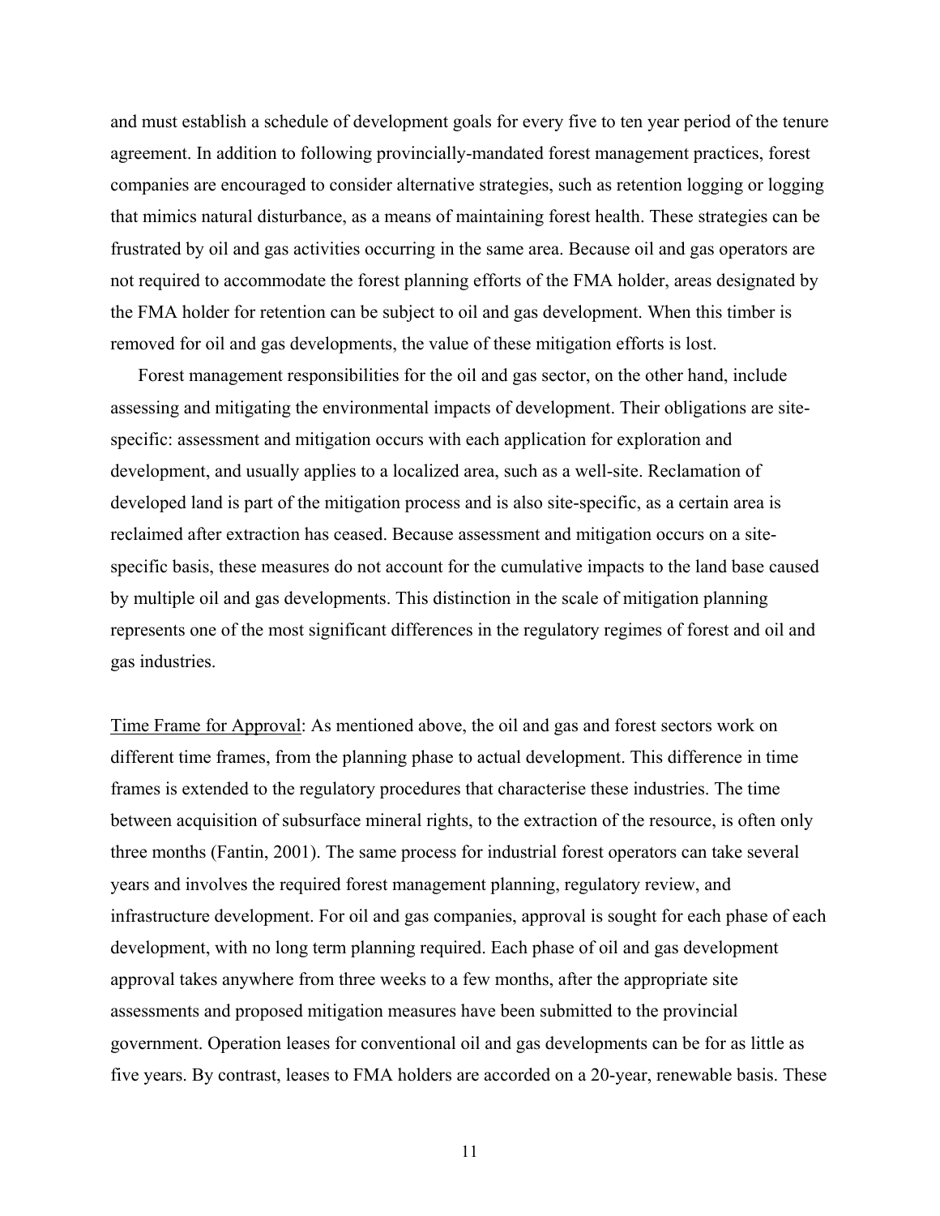and must establish a schedule of development goals for every five to ten year period of the tenure agreement. In addition to following provincially-mandated forest management practices, forest companies are encouraged to consider alternative strategies, such as retention logging or logging that mimics natural disturbance, as a means of maintaining forest health. These strategies can be frustrated by oil and gas activities occurring in the same area. Because oil and gas operators are not required to accommodate the forest planning efforts of the FMA holder, areas designated by the FMA holder for retention can be subject to oil and gas development. When this timber is removed for oil and gas developments, the value of these mitigation efforts is lost.

Forest management responsibilities for the oil and gas sector, on the other hand, include assessing and mitigating the environmental impacts of development. Their obligations are site-specific: assessment and mitigation occurs with each application for exploration and development, and usually applies to a localized area, such as a well-site. Reclamation of developed land is part of the mitigation process and is also site-specific, as a certain area is reclaimed after extraction has ceased. Because assessment and mitigation occurs on a site-specific basis, these measures do not account for the cumulative impacts to the land base caused by multiple oil and gas developments. This distinction in the scale of mitigation planning represents one of the most significant differences in the regulatory regimes of forest and oil and gas industries.

<u>Time Frame for Approval</u>: As mentioned above, the oil and gas and forest sectors work on different time frames, from the planning phase to actual development. This difference in time frames is extended to the regulatory procedures that characterise these industries. The time between acquisition of subsurface mineral rights, to the extraction of the resource, is often only three months (Fantin, 2001). The same process for industrial forest operators can take several years and involves the required forest management planning, regulatory review, and infrastructure development. For oil and gas companies, approval is sought for each phase of each development, with no long term planning required. Each phase of oil and gas development approval takes anywhere from three weeks to a few months, after the appropriate site assessments and proposed mitigation measures have been submitted to the provincial government. Operation leases for conventional oil and gas developments can be for as little as five years. By contrast, leases to FMA holders are accorded on a 20-year, renewable basis. These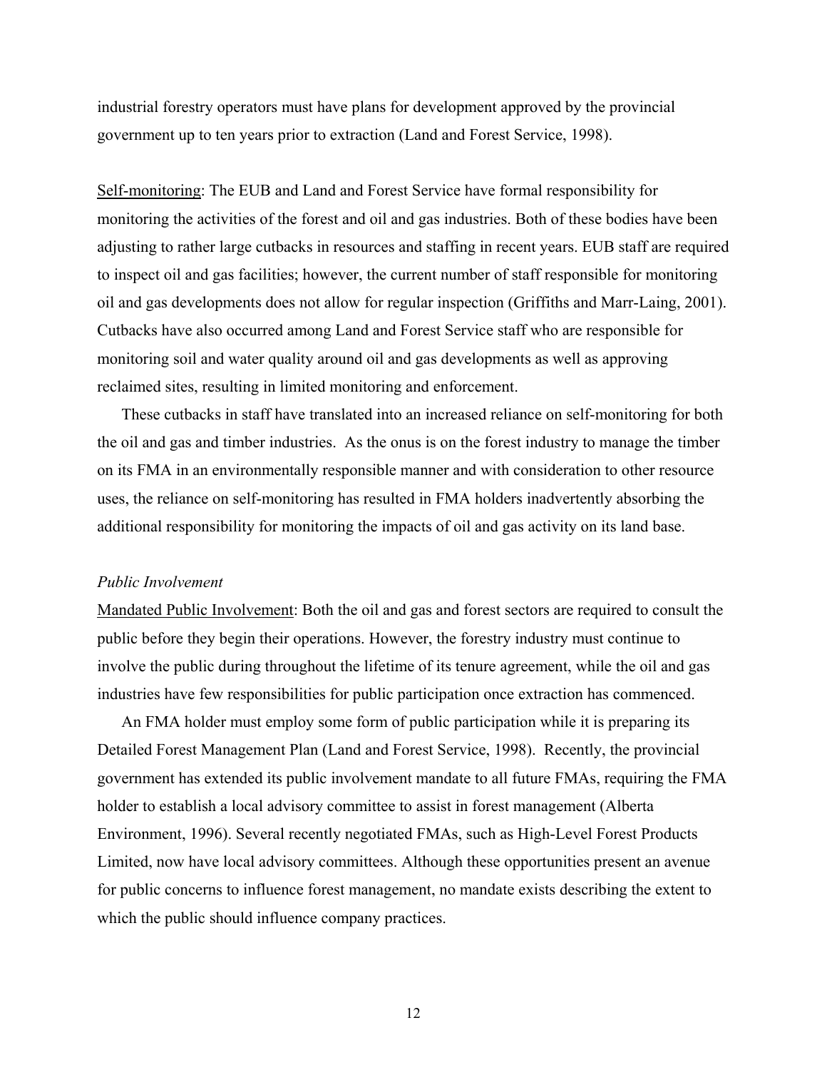industrial forestry operators must have plans for development approved by the provincial government up to ten years prior to extraction (Land and Forest Service, 1998).

Self-monitoring: The EUB and Land and Forest Service have formal responsibility for monitoring the activities of the forest and oil and gas industries. Both of these bodies have been adjusting to rather large cutbacks in resources and staffing in recent years. EUB staff are required to inspect oil and gas facilities; however, the current number of staff responsible for monitoring oil and gas developments does not allow for regular inspection (Griffiths and Marr-Laing, 2001). Cutbacks have also occurred among Land and Forest Service staff who are responsible for monitoring soil and water quality around oil and gas developments as well as approving reclaimed sites, resulting in limited monitoring and enforcement.

These cutbacks in staff have translated into an increased reliance on self-monitoring for both the oil and gas and timber industries. As the onus is on the forest industry to manage the timber on its FMA in an environmentally responsible manner and with consideration to other resource uses, the reliance on self-monitoring has resulted in FMA holders inadvertently absorbing the additional responsibility for monitoring the impacts of oil and gas activity on its land base.

*Public Involvement*

Mandated Public Involvement: Both the oil and gas and forest sectors are required to consult the public before they begin their operations. However, the forestry industry must continue to involve the public during throughout the lifetime of its tenure agreement, while the oil and gas industries have few responsibilities for public participation once extraction has commenced.

An FMA holder must employ some form of public participation while it is preparing its Detailed Forest Management Plan (Land and Forest Service, 1998). Recently, the provincial government has extended its public involvement mandate to all future FMAs, requiring the FMA holder to establish a local advisory committee to assist in forest management (Alberta Environment, 1996). Several recently negotiated FMAs, such as High-Level Forest Products Limited, now have local advisory committees. Although these opportunities present an avenue for public concerns to influence forest management, no mandate exists describing the extent to which the public should influence company practices.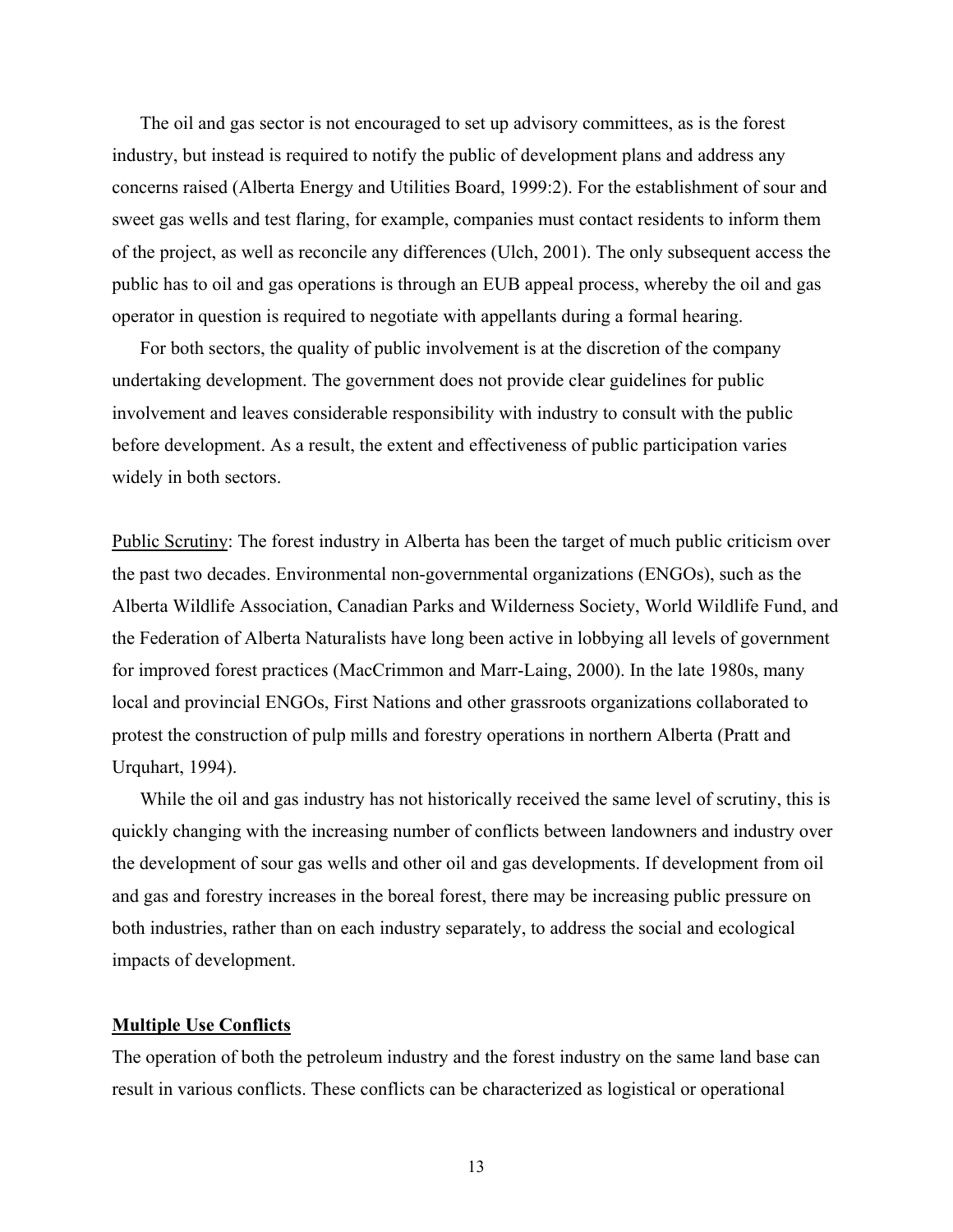The oil and gas sector is not encouraged to set up advisory committees, as is the forest industry, but instead is required to notify the public of development plans and address any concerns raised (Alberta Energy and Utilities Board, 1999:2). For the establishment of sour and sweet gas wells and test flaring, for example, companies must contact residents to inform them of the project, as well as reconcile any differences (Ulch, 2001). The only subsequent access the public has to oil and gas operations is through an EUB appeal process, whereby the oil and gas operator in question is required to negotiate with appellants during a formal hearing.

For both sectors, the quality of public involvement is at the discretion of the company undertaking development. The government does not provide clear guidelines for public involvement and leaves considerable responsibility with industry to consult with the public before development. As a result, the extent and effectiveness of public participation varies widely in both sectors.

Public Scrutiny: The forest industry in Alberta has been the target of much public criticism over the past two decades. Environmental non-governmental organizations (ENGOs), such as the Alberta Wildlife Association, Canadian Parks and Wilderness Society, World Wildlife Fund, and the Federation of Alberta Naturalists have long been active in lobbying all levels of government for improved forest practices (MacCrimmon and Marr-Laing, 2000). In the late 1980s, many local and provincial ENGOs, First Nations and other grassroots organizations collaborated to protest the construction of pulp mills and forestry operations in northern Alberta (Pratt and Urquhart, 1994).

While the oil and gas industry has not historically received the same level of scrutiny, this is quickly changing with the increasing number of conflicts between landowners and industry over the development of sour gas wells and other oil and gas developments. If development from oil and gas and forestry increases in the boreal forest, there may be increasing public pressure on both industries, rather than on each industry separately, to address the social and ecological impacts of development.

## Multiple Use Conflicts

The operation of both the petroleum industry and the forest industry on the same land base can result in various conflicts. These conflicts can be characterized as logistical or operational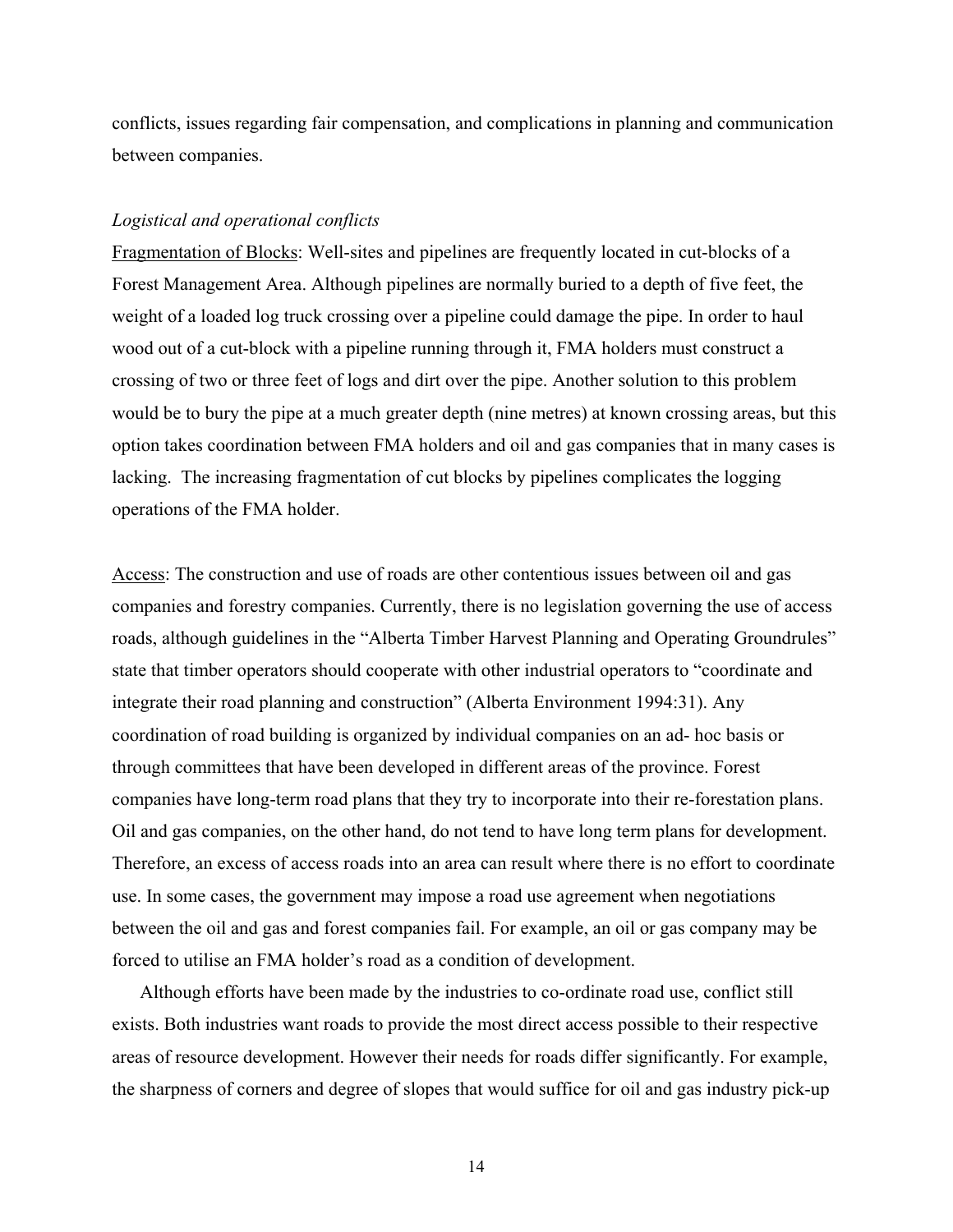conflicts, issues regarding fair compensation, and complications in planning and communication between companies.

*Logistical and operational conflicts*

Fragmentation of Blocks: Well-sites and pipelines are frequently located in cut-blocks of a Forest Management Area. Although pipelines are normally buried to a depth of five feet, the weight of a loaded log truck crossing over a pipeline could damage the pipe. In order to haul wood out of a cut-block with a pipeline running through it, FMA holders must construct a crossing of two or three feet of logs and dirt over the pipe. Another solution to this problem would be to bury the pipe at a much greater depth (nine metres) at known crossing areas, but this option takes coordination between FMA holders and oil and gas companies that in many cases is lacking. The increasing fragmentation of cut blocks by pipelines complicates the logging operations of the FMA holder.

Access: The construction and use of roads are other contentious issues between oil and gas companies and forestry companies. Currently, there is no legislation governing the use of access roads, although guidelines in the "Alberta Timber Harvest Planning and Operating Groundrules" state that timber operators should cooperate with other industrial operators to "coordinate and integrate their road planning and construction" (Alberta Environment 1994:31). Any coordination of road building is organized by individual companies on an ad- hoc basis or through committees that have been developed in different areas of the province. Forest companies have long-term road plans that they try to incorporate into their re-forestation plans. Oil and gas companies, on the other hand, do not tend to have long term plans for development. Therefore, an excess of access roads into an area can result where there is no effort to coordinate use. In some cases, the government may impose a road use agreement when negotiations between the oil and gas and forest companies fail. For example, an oil or gas company may be forced to utilise an FMA holder's road as a condition of development.

Although efforts have been made by the industries to co-ordinate road use, conflict still exists. Both industries want roads to provide the most direct access possible to their respective areas of resource development. However their needs for roads differ significantly. For example, the sharpness of corners and degree of slopes that would suffice for oil and gas industry pick-up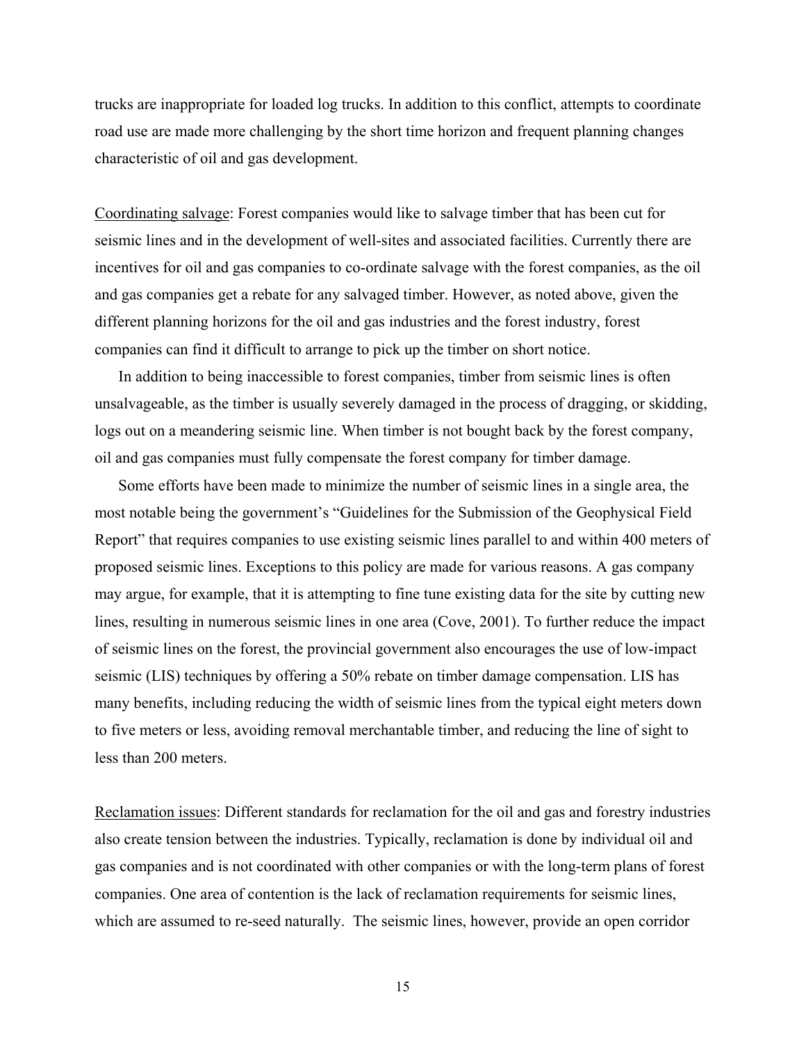trucks are inappropriate for loaded log trucks. In addition to this conflict, attempts to coordinate road use are made more challenging by the short time horizon and frequent planning changes characteristic of oil and gas development.

<u>Coordinating salvage</u>: Forest companies would like to salvage timber that has been cut for seismic lines and in the development of well-sites and associated facilities. Currently there are incentives for oil and gas companies to co-ordinate salvage with the forest companies, as the oil and gas companies get a rebate for any salvaged timber. However, as noted above, given the different planning horizons for the oil and gas industries and the forest industry, forest companies can find it difficult to arrange to pick up the timber on short notice.

In addition to being inaccessible to forest companies, timber from seismic lines is often unsalvageable, as the timber is usually severely damaged in the process of dragging, or skidding, logs out on a meandering seismic line. When timber is not bought back by the forest company, oil and gas companies must fully compensate the forest company for timber damage.

Some efforts have been made to minimize the number of seismic lines in a single area, the most notable being the government's "Guidelines for the Submission of the Geophysical Field Report" that requires companies to use existing seismic lines parallel to and within 400 meters of proposed seismic lines. Exceptions to this policy are made for various reasons. A gas company may argue, for example, that it is attempting to fine tune existing data for the site by cutting new lines, resulting in numerous seismic lines in one area (Cove, 2001). To further reduce the impact of seismic lines on the forest, the provincial government also encourages the use of low-impact seismic (LIS) techniques by offering a 50% rebate on timber damage compensation. LIS has many benefits, including reducing the width of seismic lines from the typical eight meters down to five meters or less, avoiding removal merchantable timber, and reducing the line of sight to less than 200 meters.

<u>Reclamation issues</u>: Different standards for reclamation for the oil and gas and forestry industries also create tension between the industries. Typically, reclamation is done by individual oil and gas companies and is not coordinated with other companies or with the long-term plans of forest companies. One area of contention is the lack of reclamation requirements for seismic lines, which are assumed to re-seed naturally. The seismic lines, however, provide an open corridor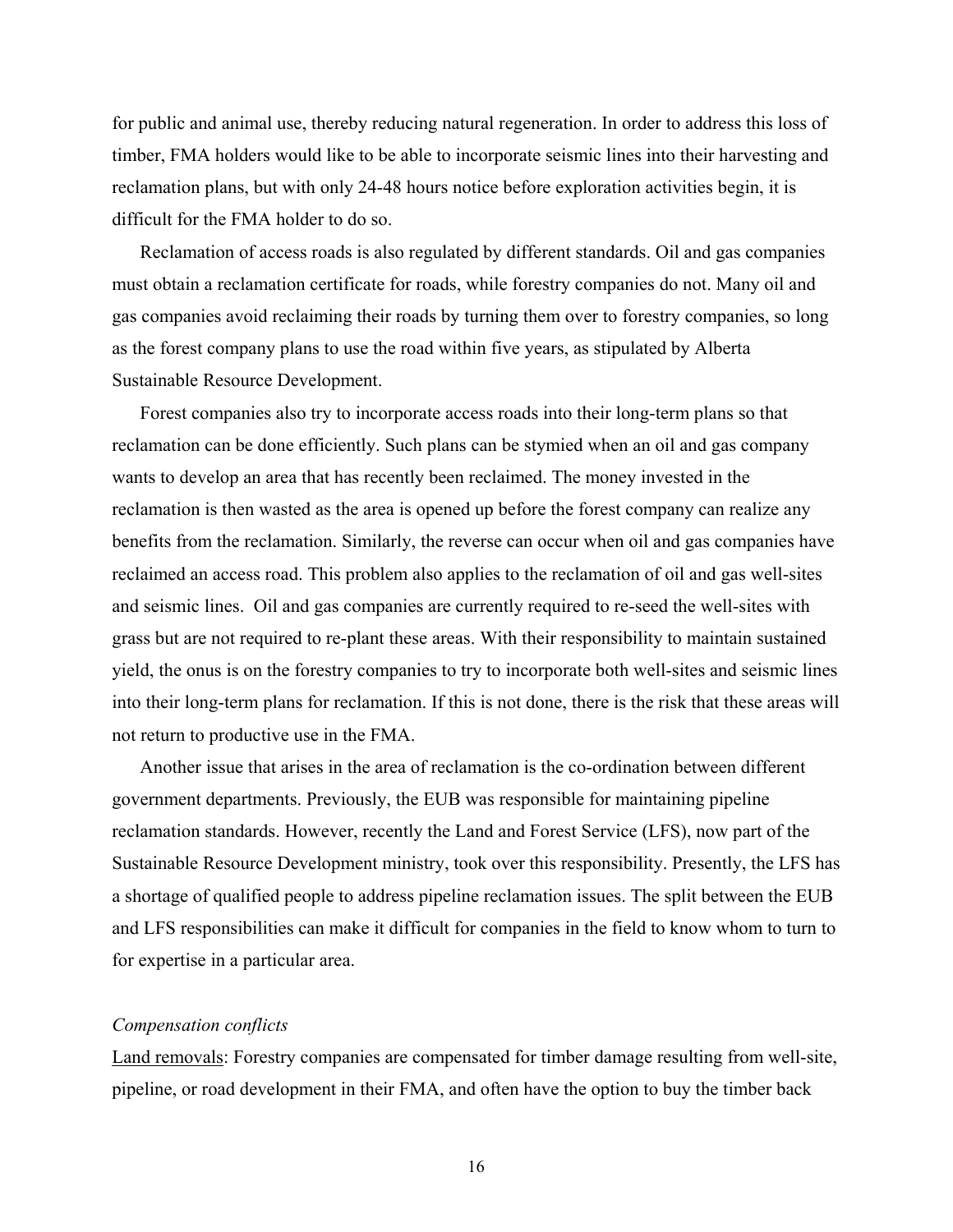for public and animal use, thereby reducing natural regeneration. In order to address this loss of timber, FMA holders would like to be able to incorporate seismic lines into their harvesting and reclamation plans, but with only 24-48 hours notice before exploration activities begin, it is difficult for the FMA holder to do so.

Reclamation of access roads is also regulated by different standards. Oil and gas companies must obtain a reclamation certificate for roads, while forestry companies do not. Many oil and gas companies avoid reclaiming their roads by turning them over to forestry companies, so long as the forest company plans to use the road within five years, as stipulated by Alberta Sustainable Resource Development.

Forest companies also try to incorporate access roads into their long-term plans so that reclamation can be done efficiently. Such plans can be stymied when an oil and gas company wants to develop an area that has recently been reclaimed. The money invested in the reclamation is then wasted as the area is opened up before the forest company can realize any benefits from the reclamation. Similarly, the reverse can occur when oil and gas companies have reclaimed an access road. This problem also applies to the reclamation of oil and gas well-sites and seismic lines. Oil and gas companies are currently required to re-seed the well-sites with grass but are not required to re-plant these areas. With their responsibility to maintain sustained yield, the onus is on the forestry companies to try to incorporate both well-sites and seismic lines into their long-term plans for reclamation. If this is not done, there is the risk that these areas will not return to productive use in the FMA.

Another issue that arises in the area of reclamation is the co-ordination between different government departments. Previously, the EUB was responsible for maintaining pipeline reclamation standards. However, recently the Land and Forest Service (LFS), now part of the Sustainable Resource Development ministry, took over this responsibility. Presently, the LFS has a shortage of qualified people to address pipeline reclamation issues. The split between the EUB and LFS responsibilities can make it difficult for companies in the field to know whom to turn to for expertise in a particular area.

*Compensation conflicts*

Land removals: Forestry companies are compensated for timber damage resulting from well-site, pipeline, or road development in their FMA, and often have the option to buy the timber back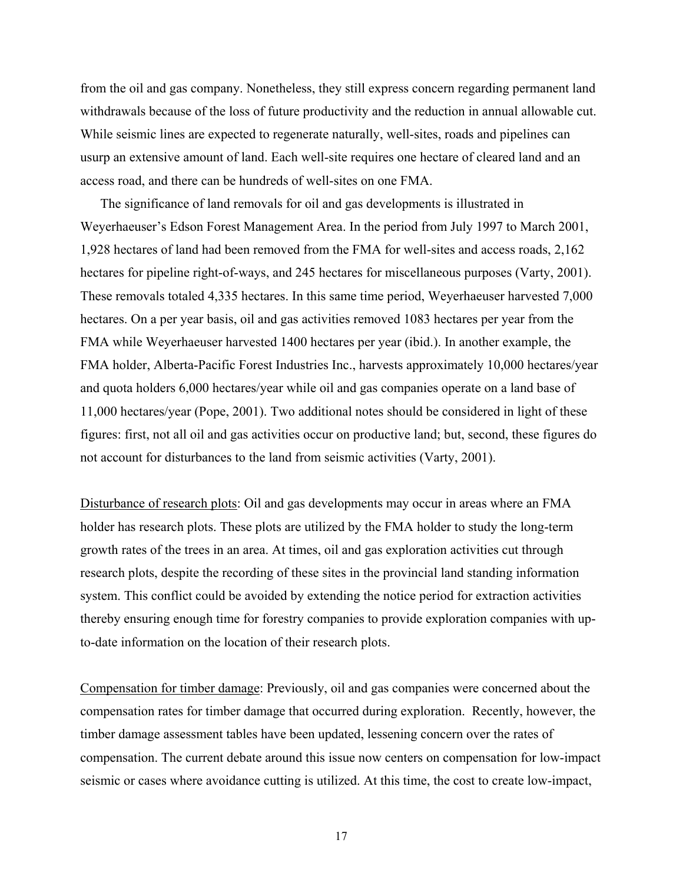from the oil and gas company. Nonetheless, they still express concern regarding permanent land withdrawals because of the loss of future productivity and the reduction in annual allowable cut. While seismic lines are expected to regenerate naturally, well-sites, roads and pipelines can usurp an extensive amount of land. Each well-site requires one hectare of cleared land and an access road, and there can be hundreds of well-sites on one FMA.

The significance of land removals for oil and gas developments is illustrated in Weyerhaeuser's Edson Forest Management Area. In the period from July 1997 to March 2001, 1,928 hectares of land had been removed from the FMA for well-sites and access roads, 2,162 hectares for pipeline right-of-ways, and 245 hectares for miscellaneous purposes (Varty, 2001). These removals totaled 4,335 hectares. In this same time period, Weyerhaeuser harvested 7,000 hectares. On a per year basis, oil and gas activities removed 1083 hectares per year from the FMA while Weyerhaeuser harvested 1400 hectares per year (ibid.). In another example, the FMA holder, Alberta-Pacific Forest Industries Inc., harvests approximately 10,000 hectares/year and quota holders 6,000 hectares/year while oil and gas companies operate on a land base of 11,000 hectares/year (Pope, 2001). Two additional notes should be considered in light of these figures: first, not all oil and gas activities occur on productive land; but, second, these figures do not account for disturbances to the land from seismic activities (Varty, 2001).

<u>Disturbance of research plots</u>: Oil and gas developments may occur in areas where an FMA holder has research plots. These plots are utilized by the FMA holder to study the long-term growth rates of the trees in an area. At times, oil and gas exploration activities cut through research plots, despite the recording of these sites in the provincial land standing information system. This conflict could be avoided by extending the notice period for extraction activities thereby ensuring enough time for forestry companies to provide exploration companies with up-to-date information on the location of their research plots.

<u>Compensation for timber damage</u>: Previously, oil and gas companies were concerned about the compensation rates for timber damage that occurred during exploration. Recently, however, the timber damage assessment tables have been updated, lessening concern over the rates of compensation. The current debate around this issue now centers on compensation for low-impact seismic or cases where avoidance cutting is utilized. At this time, the cost to create low-impact,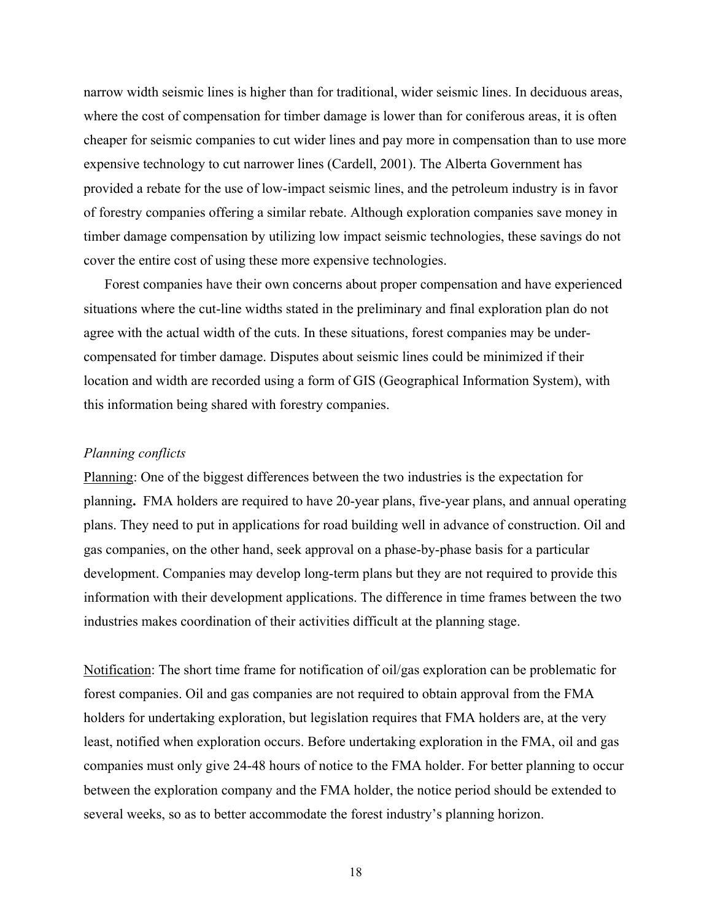narrow width seismic lines is higher than for traditional, wider seismic lines. In deciduous areas, where the cost of compensation for timber damage is lower than for coniferous areas, it is often cheaper for seismic companies to cut wider lines and pay more in compensation than to use more expensive technology to cut narrower lines (Cardell, 2001). The Alberta Government has provided a rebate for the use of low-impact seismic lines, and the petroleum industry is in favor of forestry companies offering a similar rebate. Although exploration companies save money in timber damage compensation by utilizing low impact seismic technologies, these savings do not cover the entire cost of using these more expensive technologies.

Forest companies have their own concerns about proper compensation and have experienced situations where the cut-line widths stated in the preliminary and final exploration plan do not agree with the actual width of the cuts. In these situations, forest companies may be under-compensated for timber damage. Disputes about seismic lines could be minimized if their location and width are recorded using a form of GIS (Geographical Information System), with this information being shared with forestry companies.

*Planning conflicts*

<u>Planning</u>: One of the biggest differences between the two industries is the expectation for planning**.** FMA holders are required to have 20-year plans, five-year plans, and annual operating plans. They need to put in applications for road building well in advance of construction. Oil and gas companies, on the other hand, seek approval on a phase-by-phase basis for a particular development. Companies may develop long-term plans but they are not required to provide this information with their development applications. The difference in time frames between the two industries makes coordination of their activities difficult at the planning stage.

<u>Notification</u>: The short time frame for notification of oil/gas exploration can be problematic for forest companies. Oil and gas companies are not required to obtain approval from the FMA holders for undertaking exploration, but legislation requires that FMA holders are, at the very least, notified when exploration occurs. Before undertaking exploration in the FMA, oil and gas companies must only give 24-48 hours of notice to the FMA holder. For better planning to occur between the exploration company and the FMA holder, the notice period should be extended to several weeks, so as to better accommodate the forest industry's planning horizon.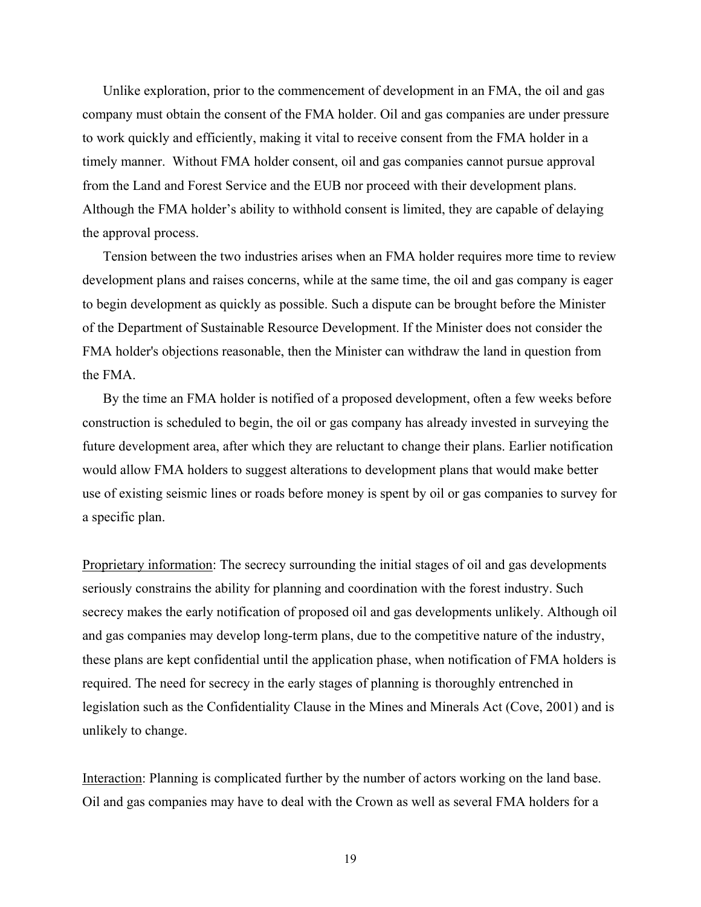Unlike exploration, prior to the commencement of development in an FMA, the oil and gas company must obtain the consent of the FMA holder. Oil and gas companies are under pressure to work quickly and efficiently, making it vital to receive consent from the FMA holder in a timely manner. Without FMA holder consent, oil and gas companies cannot pursue approval from the Land and Forest Service and the EUB nor proceed with their development plans. Although the FMA holder's ability to withhold consent is limited, they are capable of delaying the approval process.

Tension between the two industries arises when an FMA holder requires more time to review development plans and raises concerns, while at the same time, the oil and gas company is eager to begin development as quickly as possible. Such a dispute can be brought before the Minister of the Department of Sustainable Resource Development. If the Minister does not consider the FMA holder's objections reasonable, then the Minister can withdraw the land in question from the FMA.

By the time an FMA holder is notified of a proposed development, often a few weeks before construction is scheduled to begin, the oil or gas company has already invested in surveying the future development area, after which they are reluctant to change their plans. Earlier notification would allow FMA holders to suggest alterations to development plans that would make better use of existing seismic lines or roads before money is spent by oil or gas companies to survey for a specific plan.

<u>Proprietary information</u>: The secrecy surrounding the initial stages of oil and gas developments seriously constrains the ability for planning and coordination with the forest industry. Such secrecy makes the early notification of proposed oil and gas developments unlikely. Although oil and gas companies may develop long-term plans, due to the competitive nature of the industry, these plans are kept confidential until the application phase, when notification of FMA holders is required. The need for secrecy in the early stages of planning is thoroughly entrenched in legislation such as the Confidentiality Clause in the Mines and Minerals Act (Cove, 2001) and is unlikely to change.

<u>Interaction</u>: Planning is complicated further by the number of actors working on the land base. Oil and gas companies may have to deal with the Crown as well as several FMA holders for a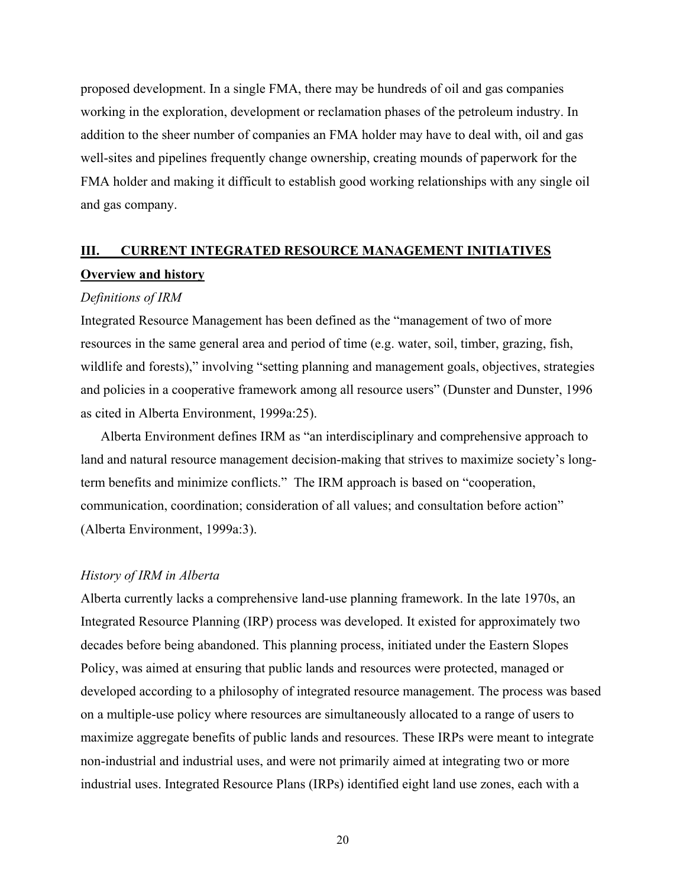proposed development. In a single FMA, there may be hundreds of oil and gas companies working in the exploration, development or reclamation phases of the petroleum industry. In addition to the sheer number of companies an FMA holder may have to deal with, oil and gas well-sites and pipelines frequently change ownership, creating mounds of paperwork for the FMA holder and making it difficult to establish good working relationships with any single oil and gas company.

## III. CURRENT INTEGRATED RESOURCE MANAGEMENT INITIATIVES

### Overview and history

#### *Definitions of IRM*

Integrated Resource Management has been defined as the "management of two of more resources in the same general area and period of time (e.g. water, soil, timber, grazing, fish, wildlife and forests)," involving "setting planning and management goals, objectives, strategies and policies in a cooperative framework among all resource users" (Dunster and Dunster, 1996 as cited in Alberta Environment, 1999a:25).

Alberta Environment defines IRM as "an interdisciplinary and comprehensive approach to land and natural resource management decision-making that strives to maximize society's long-term benefits and minimize conflicts." The IRM approach is based on "cooperation, communication, coordination; consideration of all values; and consultation before action" (Alberta Environment, 1999a:3).

#### *History of IRM in Alberta*

Alberta currently lacks a comprehensive land-use planning framework. In the late 1970s, an Integrated Resource Planning (IRP) process was developed. It existed for approximately two decades before being abandoned. This planning process, initiated under the Eastern Slopes Policy, was aimed at ensuring that public lands and resources were protected, managed or developed according to a philosophy of integrated resource management. The process was based on a multiple-use policy where resources are simultaneously allocated to a range of users to maximize aggregate benefits of public lands and resources. These IRPs were meant to integrate non-industrial and industrial uses, and were not primarily aimed at integrating two or more industrial uses. Integrated Resource Plans (IRPs) identified eight land use zones, each with a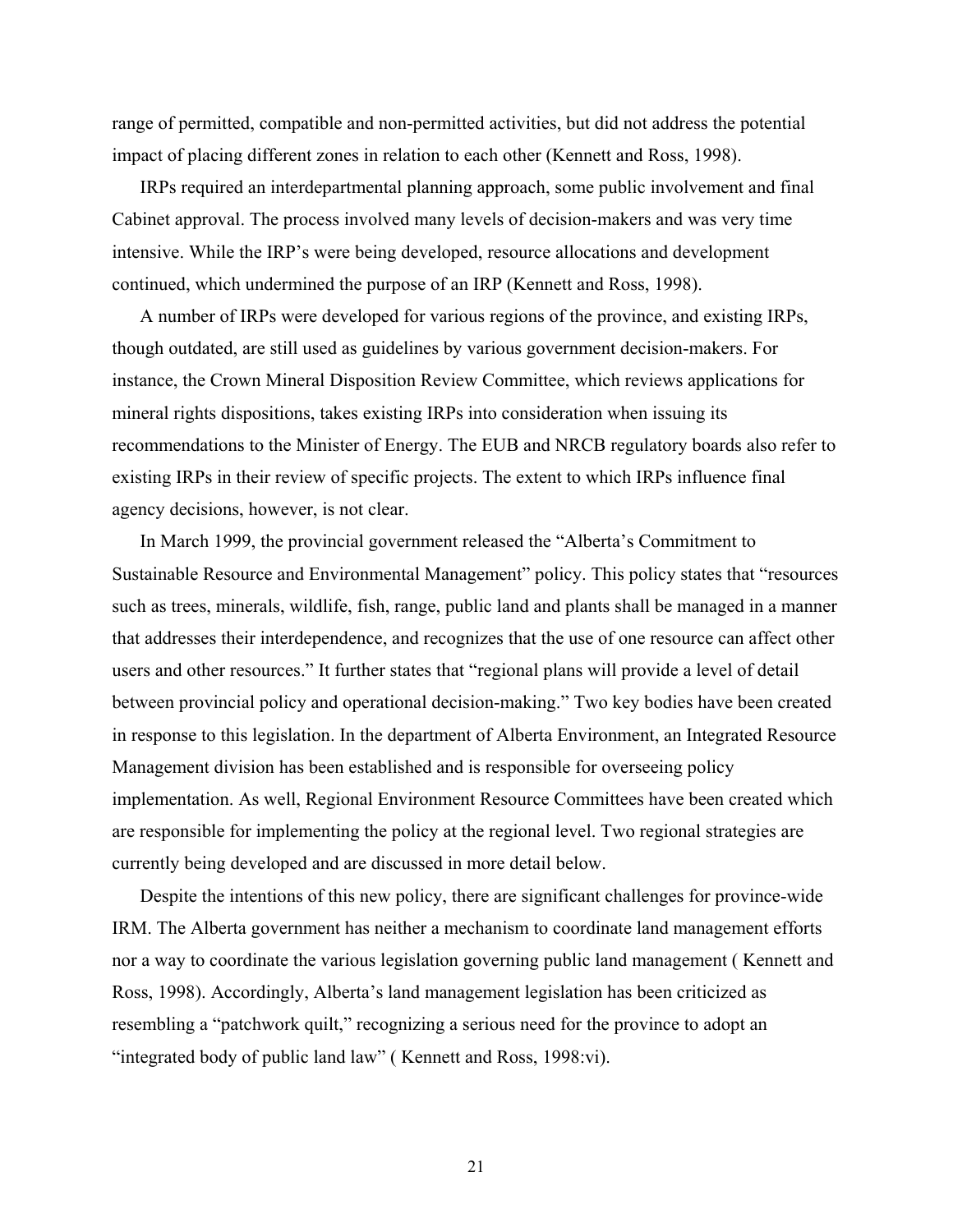range of permitted, compatible and non-permitted activities, but did not address the potential impact of placing different zones in relation to each other (Kennett and Ross, 1998).

IRPs required an interdepartmental planning approach, some public involvement and final Cabinet approval. The process involved many levels of decision-makers and was very time intensive. While the IRP's were being developed, resource allocations and development continued, which undermined the purpose of an IRP (Kennett and Ross, 1998).

A number of IRPs were developed for various regions of the province, and existing IRPs, though outdated, are still used as guidelines by various government decision-makers. For instance, the Crown Mineral Disposition Review Committee, which reviews applications for mineral rights dispositions, takes existing IRPs into consideration when issuing its recommendations to the Minister of Energy. The EUB and NRCB regulatory boards also refer to existing IRPs in their review of specific projects. The extent to which IRPs influence final agency decisions, however, is not clear.

In March 1999, the provincial government released the "Alberta's Commitment to Sustainable Resource and Environmental Management" policy. This policy states that "resources such as trees, minerals, wildlife, fish, range, public land and plants shall be managed in a manner that addresses their interdependence, and recognizes that the use of one resource can affect other users and other resources." It further states that "regional plans will provide a level of detail between provincial policy and operational decision-making." Two key bodies have been created in response to this legislation. In the department of Alberta Environment, an Integrated Resource Management division has been established and is responsible for overseeing policy implementation. As well, Regional Environment Resource Committees have been created which are responsible for implementing the policy at the regional level. Two regional strategies are currently being developed and are discussed in more detail below.

Despite the intentions of this new policy, there are significant challenges for province-wide IRM. The Alberta government has neither a mechanism to coordinate land management efforts nor a way to coordinate the various legislation governing public land management ( Kennett and Ross, 1998). Accordingly, Alberta's land management legislation has been criticized as resembling a "patchwork quilt," recognizing a serious need for the province to adopt an "integrated body of public land law" ( Kennett and Ross, 1998:vi).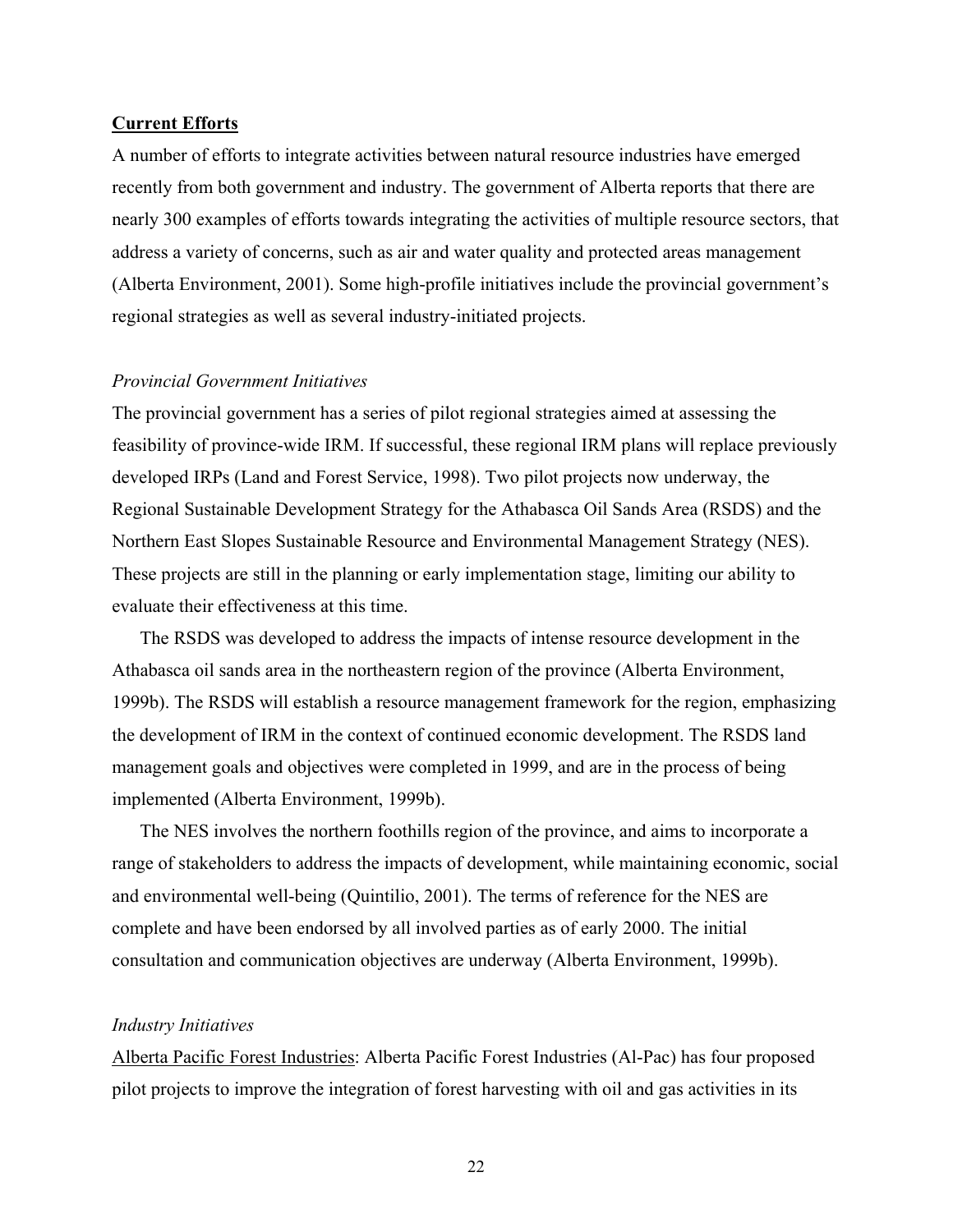## **Current Efforts**

A number of efforts to integrate activities between natural resource industries have emerged recently from both government and industry. The government of Alberta reports that there are nearly 300 examples of efforts towards integrating the activities of multiple resource sectors, that address a variety of concerns, such as air and water quality and protected areas management (Alberta Environment, 2001). Some high-profile initiatives include the provincial government's regional strategies as well as several industry-initiated projects.

### *Provincial Government Initiatives*

The provincial government has a series of pilot regional strategies aimed at assessing the feasibility of province-wide IRM. If successful, these regional IRM plans will replace previously developed IRPs (Land and Forest Service, 1998). Two pilot projects now underway, the Regional Sustainable Development Strategy for the Athabasca Oil Sands Area (RSDS) and the Northern East Slopes Sustainable Resource and Environmental Management Strategy (NES). These projects are still in the planning or early implementation stage, limiting our ability to evaluate their effectiveness at this time.

The RSDS was developed to address the impacts of intense resource development in the Athabasca oil sands area in the northeastern region of the province (Alberta Environment, 1999b). The RSDS will establish a resource management framework for the region, emphasizing the development of IRM in the context of continued economic development. The RSDS land management goals and objectives were completed in 1999, and are in the process of being implemented (Alberta Environment, 1999b).

The NES involves the northern foothills region of the province, and aims to incorporate a range of stakeholders to address the impacts of development, while maintaining economic, social and environmental well-being (Quintilio, 2001). The terms of reference for the NES are complete and have been endorsed by all involved parties as of early 2000. The initial consultation and communication objectives are underway (Alberta Environment, 1999b).

### *Industry Initiatives*

<u>Alberta Pacific Forest Industries</u>: Alberta Pacific Forest Industries (Al-Pac) has four proposed pilot projects to improve the integration of forest harvesting with oil and gas activities in its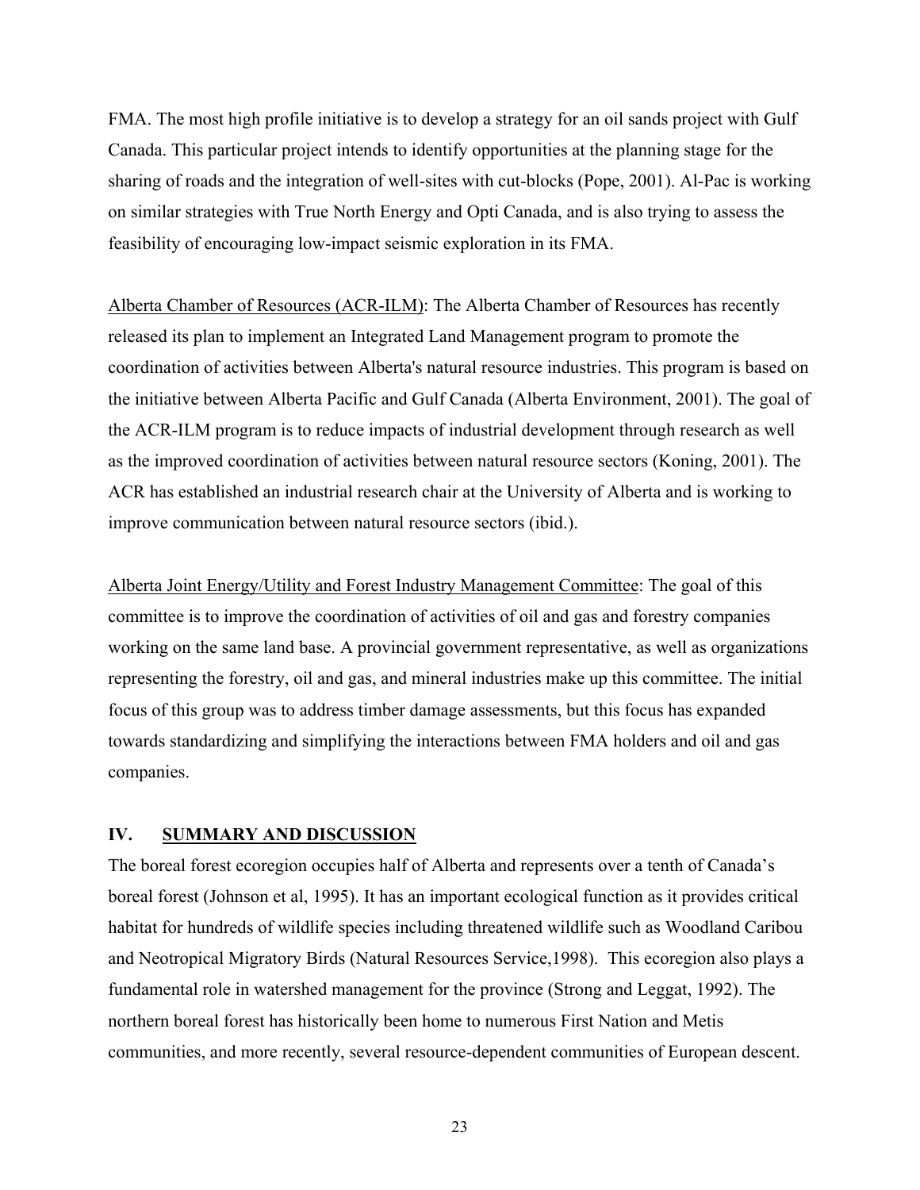FMA. The most high profile initiative is to develop a strategy for an oil sands project with Gulf Canada. This particular project intends to identify opportunities at the planning stage for the sharing of roads and the integration of well-sites with cut-blocks (Pope, 2001). Al-Pac is working on similar strategies with True North Energy and Opti Canada, and is also trying to assess the feasibility of encouraging low-impact seismic exploration in its FMA.

Alberta Chamber of Resources (ACR-ILM): The Alberta Chamber of Resources has recently released its plan to implement an Integrated Land Management program to promote the coordination of activities between Alberta's natural resource industries. This program is based on the initiative between Alberta Pacific and Gulf Canada (Alberta Environment, 2001). The goal of the ACR-ILM program is to reduce impacts of industrial development through research as well as the improved coordination of activities between natural resource sectors (Koning, 2001). The ACR has established an industrial research chair at the University of Alberta and is working to improve communication between natural resource sectors (ibid.).

Alberta Joint Energy/Utility and Forest Industry Management Committee: The goal of this committee is to improve the coordination of activities of oil and gas and forestry companies working on the same land base. A provincial government representative, as well as organizations representing the forestry, oil and gas, and mineral industries make up this committee. The initial focus of this group was to address timber damage assessments, but this focus has expanded towards standardizing and simplifying the interactions between FMA holders and oil and gas companies.

## IV. SUMMARY AND DISCUSSION

The boreal forest ecoregion occupies half of Alberta and represents over a tenth of Canada's boreal forest (Johnson et al, 1995). It has an important ecological function as it provides critical habitat for hundreds of wildlife species including threatened wildlife such as Woodland Caribou and Neotropical Migratory Birds (Natural Resources Service,1998). This ecoregion also plays a fundamental role in watershed management for the province (Strong and Leggat, 1992). The northern boreal forest has historically been home to numerous First Nation and Metis communities, and more recently, several resource-dependent communities of European descent.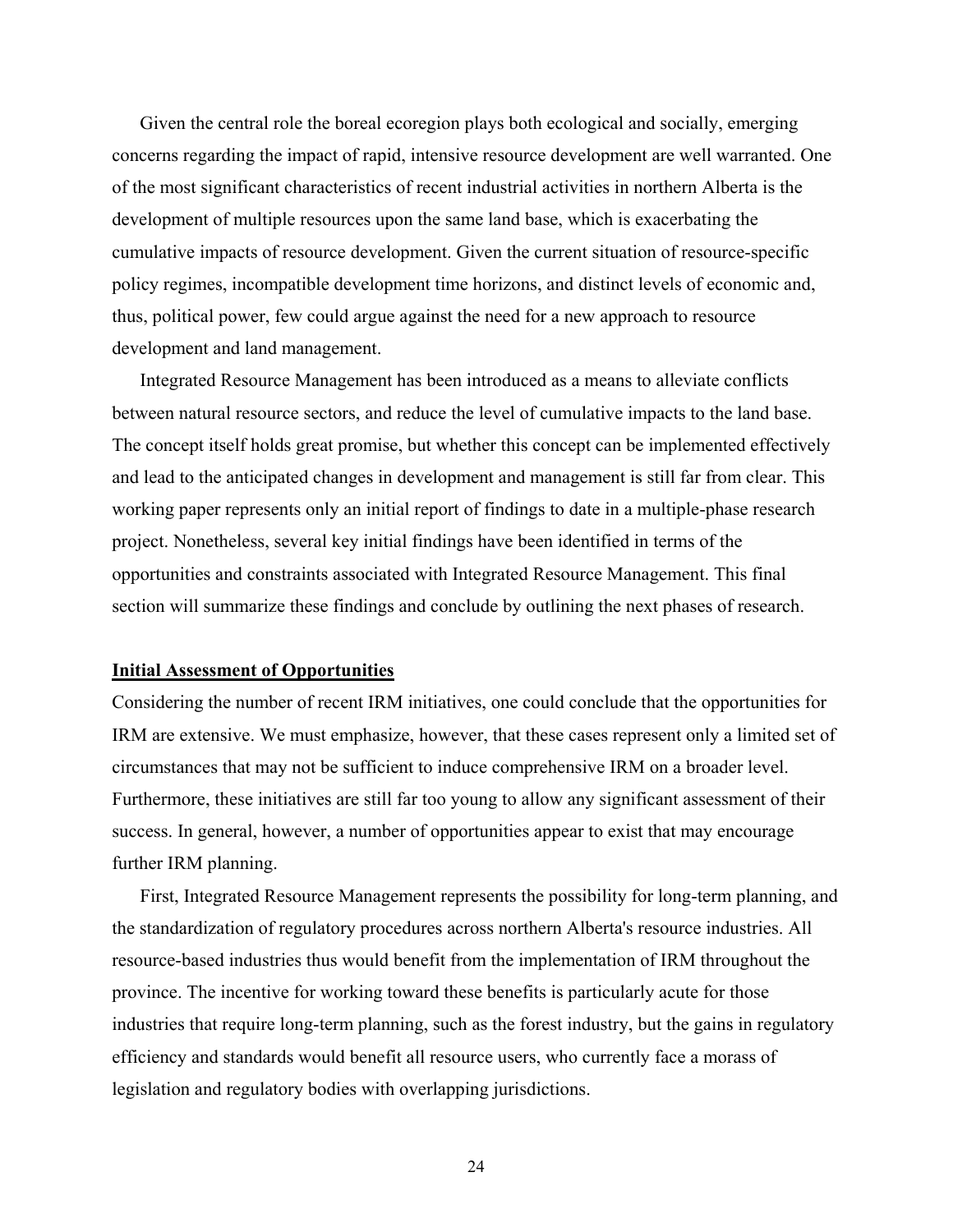Given the central role the boreal ecoregion plays both ecological and socially, emerging concerns regarding the impact of rapid, intensive resource development are well warranted. One of the most significant characteristics of recent industrial activities in northern Alberta is the development of multiple resources upon the same land base, which is exacerbating the cumulative impacts of resource development. Given the current situation of resource-specific policy regimes, incompatible development time horizons, and distinct levels of economic and, thus, political power, few could argue against the need for a new approach to resource development and land management.

Integrated Resource Management has been introduced as a means to alleviate conflicts between natural resource sectors, and reduce the level of cumulative impacts to the land base. The concept itself holds great promise, but whether this concept can be implemented effectively and lead to the anticipated changes in development and management is still far from clear. This working paper represents only an initial report of findings to date in a multiple-phase research project. Nonetheless, several key initial findings have been identified in terms of the opportunities and constraints associated with Integrated Resource Management. This final section will summarize these findings and conclude by outlining the next phases of research.

## Initial Assessment of Opportunities

Considering the number of recent IRM initiatives, one could conclude that the opportunities for IRM are extensive. We must emphasize, however, that these cases represent only a limited set of circumstances that may not be sufficient to induce comprehensive IRM on a broader level. Furthermore, these initiatives are still far too young to allow any significant assessment of their success. In general, however, a number of opportunities appear to exist that may encourage further IRM planning.

First, Integrated Resource Management represents the possibility for long-term planning, and the standardization of regulatory procedures across northern Alberta's resource industries. All resource-based industries thus would benefit from the implementation of IRM throughout the province. The incentive for working toward these benefits is particularly acute for those industries that require long-term planning, such as the forest industry, but the gains in regulatory efficiency and standards would benefit all resource users, who currently face a morass of legislation and regulatory bodies with overlapping jurisdictions.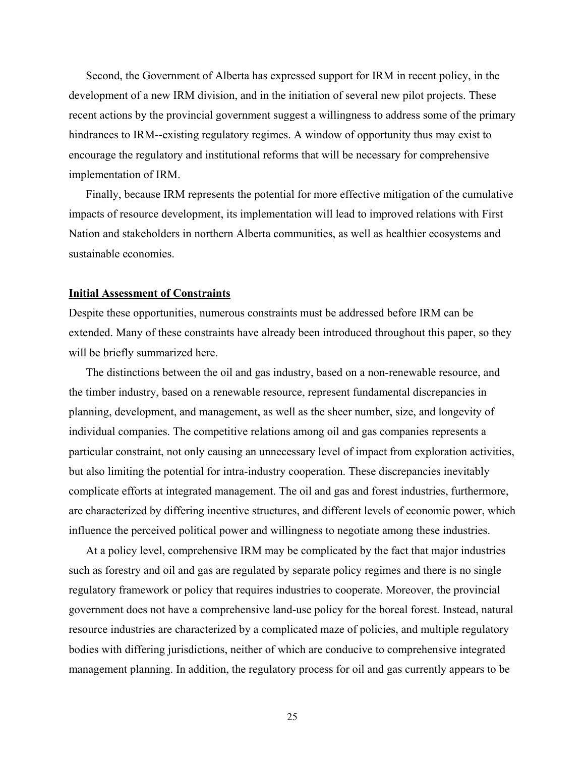Second, the Government of Alberta has expressed support for IRM in recent policy, in the development of a new IRM division, and in the initiation of several new pilot projects. These recent actions by the provincial government suggest a willingness to address some of the primary hindrances to IRM--existing regulatory regimes. A window of opportunity thus may exist to encourage the regulatory and institutional reforms that will be necessary for comprehensive implementation of IRM.

Finally, because IRM represents the potential for more effective mitigation of the cumulative impacts of resource development, its implementation will lead to improved relations with First Nation and stakeholders in northern Alberta communities, as well as healthier ecosystems and sustainable economies.

## Initial Assessment of Constraints

Despite these opportunities, numerous constraints must be addressed before IRM can be extended. Many of these constraints have already been introduced throughout this paper, so they will be briefly summarized here.

The distinctions between the oil and gas industry, based on a non-renewable resource, and the timber industry, based on a renewable resource, represent fundamental discrepancies in planning, development, and management, as well as the sheer number, size, and longevity of individual companies. The competitive relations among oil and gas companies represents a particular constraint, not only causing an unnecessary level of impact from exploration activities, but also limiting the potential for intra-industry cooperation. These discrepancies inevitably complicate efforts at integrated management. The oil and gas and forest industries, furthermore, are characterized by differing incentive structures, and different levels of economic power, which influence the perceived political power and willingness to negotiate among these industries.

At a policy level, comprehensive IRM may be complicated by the fact that major industries such as forestry and oil and gas are regulated by separate policy regimes and there is no single regulatory framework or policy that requires industries to cooperate. Moreover, the provincial government does not have a comprehensive land-use policy for the boreal forest. Instead, natural resource industries are characterized by a complicated maze of policies, and multiple regulatory bodies with differing jurisdictions, neither of which are conducive to comprehensive integrated management planning. In addition, the regulatory process for oil and gas currently appears to be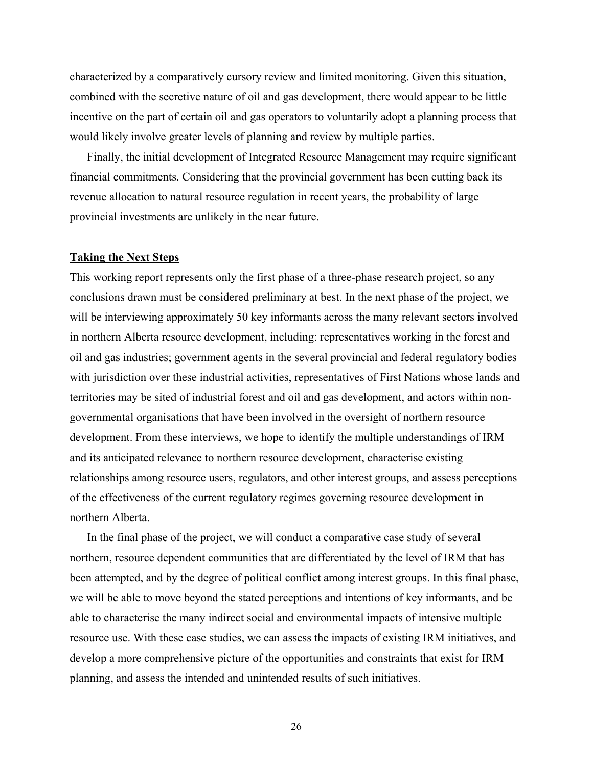characterized by a comparatively cursory review and limited monitoring. Given this situation, combined with the secretive nature of oil and gas development, there would appear to be little incentive on the part of certain oil and gas operators to voluntarily adopt a planning process that would likely involve greater levels of planning and review by multiple parties.

Finally, the initial development of Integrated Resource Management may require significant financial commitments. Considering that the provincial government has been cutting back its revenue allocation to natural resource regulation in recent years, the probability of large provincial investments are unlikely in the near future.

## Taking the Next Steps

This working report represents only the first phase of a three-phase research project, so any conclusions drawn must be considered preliminary at best. In the next phase of the project, we will be interviewing approximately 50 key informants across the many relevant sectors involved in northern Alberta resource development, including: representatives working in the forest and oil and gas industries; government agents in the several provincial and federal regulatory bodies with jurisdiction over these industrial activities, representatives of First Nations whose lands and territories may be sited of industrial forest and oil and gas development, and actors within non-governmental organisations that have been involved in the oversight of northern resource development. From these interviews, we hope to identify the multiple understandings of IRM and its anticipated relevance to northern resource development, characterise existing relationships among resource users, regulators, and other interest groups, and assess perceptions of the effectiveness of the current regulatory regimes governing resource development in northern Alberta.

In the final phase of the project, we will conduct a comparative case study of several northern, resource dependent communities that are differentiated by the level of IRM that has been attempted, and by the degree of political conflict among interest groups. In this final phase, we will be able to move beyond the stated perceptions and intentions of key informants, and be able to characterise the many indirect social and environmental impacts of intensive multiple resource use. With these case studies, we can assess the impacts of existing IRM initiatives, and develop a more comprehensive picture of the opportunities and constraints that exist for IRM planning, and assess the intended and unintended results of such initiatives.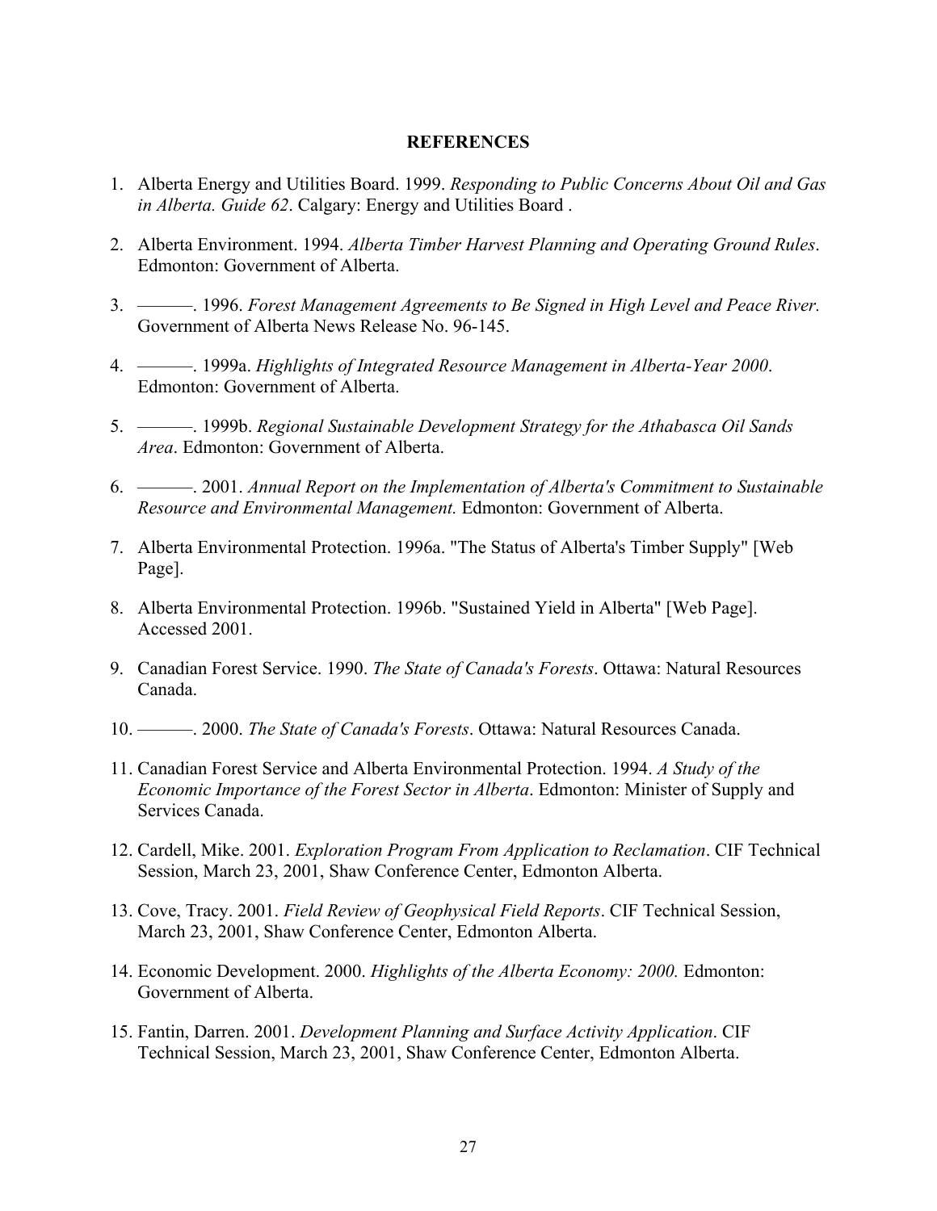**REFERENCES**

1. Alberta Energy and Utilities Board. 1999. *Responding to Public Concerns About Oil and Gas in Alberta. Guide 62*. Calgary: Energy and Utilities Board .

2. Alberta Environment. 1994. *Alberta Timber Harvest Planning and Operating Ground Rules*. Edmonton: Government of Alberta.

3. ———. 1996. *Forest Management Agreements to Be Signed in High Level and Peace River.* Government of Alberta News Release No. 96-145.

4. ———. 1999a. *Highlights of Integrated Resource Management in Alberta-Year 2000*. Edmonton: Government of Alberta.

5. ———. 1999b. *Regional Sustainable Development Strategy for the Athabasca Oil Sands Area*. Edmonton: Government of Alberta.

6. ———. 2001. *Annual Report on the Implementation of Alberta's Commitment to Sustainable Resource and Environmental Management.* Edmonton: Government of Alberta.

7. Alberta Environmental Protection. 1996a. "The Status of Alberta's Timber Supply" [Web Page].

8. Alberta Environmental Protection. 1996b. "Sustained Yield in Alberta" [Web Page]. Accessed 2001.

9. Canadian Forest Service. 1990. *The State of Canada's Forests*. Ottawa: Natural Resources Canada.

10. ———. 2000. *The State of Canada's Forests*. Ottawa: Natural Resources Canada.

11. Canadian Forest Service and Alberta Environmental Protection. 1994. *A Study of the Economic Importance of the Forest Sector in Alberta*. Edmonton: Minister of Supply and Services Canada.

12. Cardell, Mike. 2001. *Exploration Program From Application to Reclamation*. CIF Technical Session, March 23, 2001, Shaw Conference Center, Edmonton Alberta.

13. Cove, Tracy. 2001. *Field Review of Geophysical Field Reports*. CIF Technical Session, March 23, 2001, Shaw Conference Center, Edmonton Alberta.

14. Economic Development. 2000. *Highlights of the Alberta Economy: 2000.* Edmonton: Government of Alberta.

15. Fantin, Darren. 2001. *Development Planning and Surface Activity Application*. CIF Technical Session, March 23, 2001, Shaw Conference Center, Edmonton Alberta.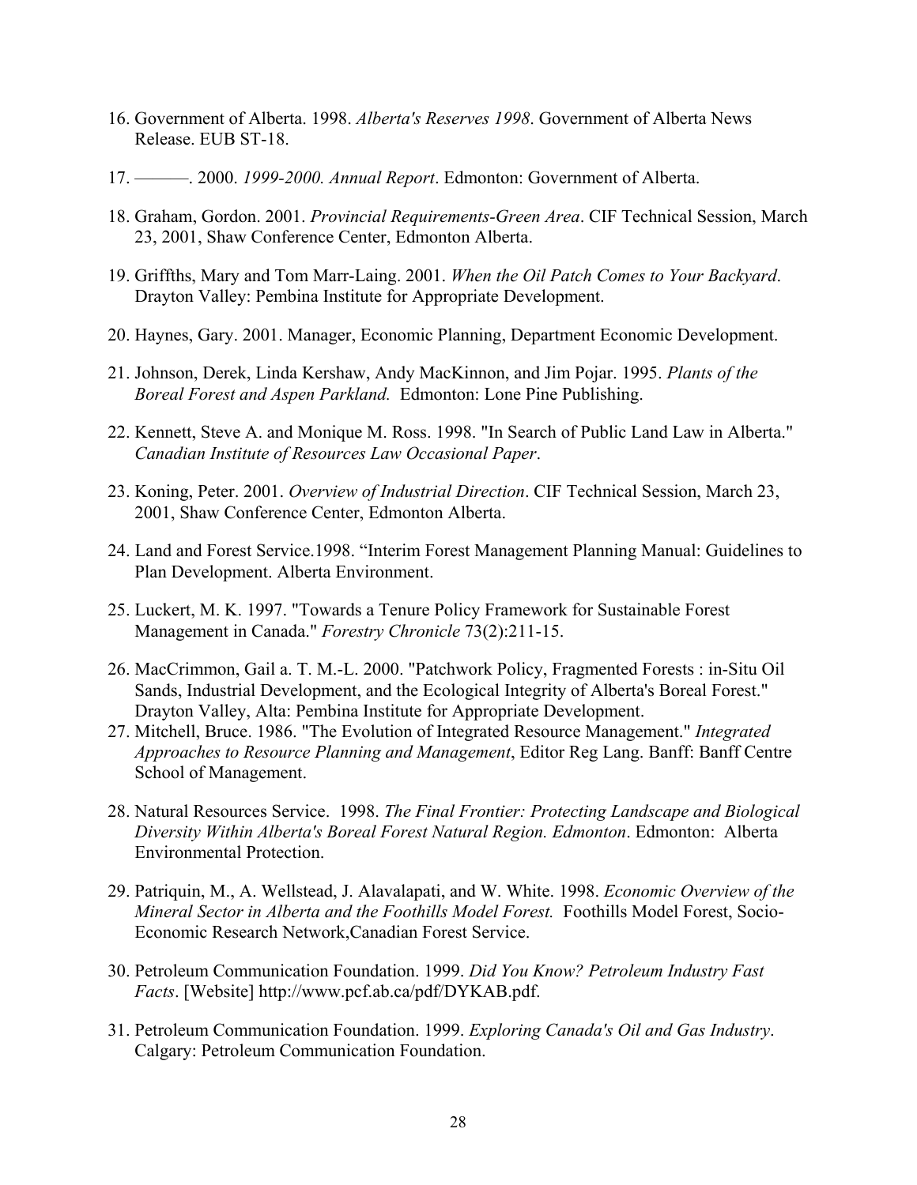16. Government of Alberta. 1998. *Alberta's Reserves 1998*. Government of Alberta News Release. EUB ST-18.

17. ———. 2000. *1999-2000. Annual Report*. Edmonton: Government of Alberta.

18. Graham, Gordon. 2001. *Provincial Requirements-Green Area*. CIF Technical Session, March 23, 2001, Shaw Conference Center, Edmonton Alberta.

19. Griffths, Mary and Tom Marr-Laing. 2001. *When the Oil Patch Comes to Your Backyard*. Drayton Valley: Pembina Institute for Appropriate Development.

20. Haynes, Gary. 2001. Manager, Economic Planning, Department Economic Development.

21. Johnson, Derek, Linda Kershaw, Andy MacKinnon, and Jim Pojar. 1995. *Plants of the Boreal Forest and Aspen Parkland.* Edmonton: Lone Pine Publishing.

22. Kennett, Steve A. and Monique M. Ross. 1998. "In Search of Public Land Law in Alberta." *Canadian Institute of Resources Law Occasional Paper*.

23. Koning, Peter. 2001. *Overview of Industrial Direction*. CIF Technical Session, March 23, 2001, Shaw Conference Center, Edmonton Alberta.

24. Land and Forest Service.1998. "Interim Forest Management Planning Manual: Guidelines to Plan Development. Alberta Environment.

25. Luckert, M. K. 1997. "Towards a Tenure Policy Framework for Sustainable Forest Management in Canada." *Forestry Chronicle* 73(2):211-15.

26. MacCrimmon, Gail a. T. M.-L. 2000. "Patchwork Policy, Fragmented Forests : in-Situ Oil Sands, Industrial Development, and the Ecological Integrity of Alberta's Boreal Forest." Drayton Valley, Alta: Pembina Institute for Appropriate Development.

27. Mitchell, Bruce. 1986. "The Evolution of Integrated Resource Management." *Integrated Approaches to Resource Planning and Management*, Editor Reg Lang. Banff: Banff Centre School of Management.

28. Natural Resources Service. 1998. *The Final Frontier: Protecting Landscape and Biological Diversity Within Alberta's Boreal Forest Natural Region. Edmonton*. Edmonton: Alberta Environmental Protection.

29. Patriquin, M., A. Wellstead, J. Alavalapati, and W. White. 1998. *Economic Overview of the Mineral Sector in Alberta and the Foothills Model Forest.* Foothills Model Forest, Socio-Economic Research Network,Canadian Forest Service.

30. Petroleum Communication Foundation. 1999. *Did You Know? Petroleum Industry Fast Facts*. [Website] http://www.pcf.ab.ca/pdf/DYKAB.pdf.

31. Petroleum Communication Foundation. 1999. *Exploring Canada's Oil and Gas Industry*. Calgary: Petroleum Communication Foundation.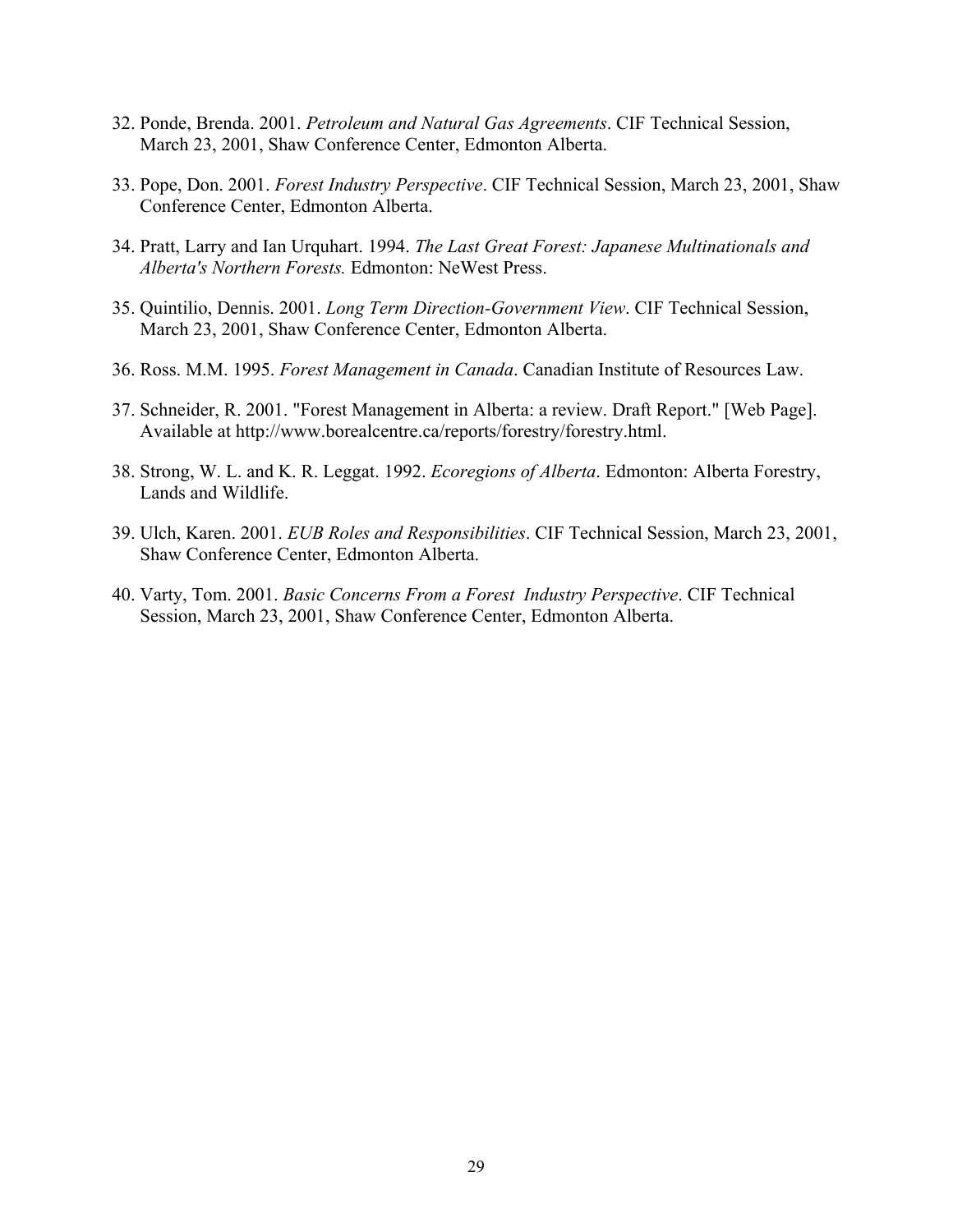32. Ponde, Brenda. 2001. *Petroleum and Natural Gas Agreements*. CIF Technical Session, March 23, 2001, Shaw Conference Center, Edmonton Alberta.

33. Pope, Don. 2001. *Forest Industry Perspective*. CIF Technical Session, March 23, 2001, Shaw Conference Center, Edmonton Alberta.

34. Pratt, Larry and Ian Urquhart. 1994. *The Last Great Forest: Japanese Multinationals and Alberta's Northern Forests.* Edmonton: NeWest Press.

35. Quintilio, Dennis. 2001. *Long Term Direction-Government View*. CIF Technical Session, March 23, 2001, Shaw Conference Center, Edmonton Alberta.

36. Ross. M.M. 1995. *Forest Management in Canada*. Canadian Institute of Resources Law.

37. Schneider, R. 2001. "Forest Management in Alberta: a review. Draft Report." [Web Page]. Available at http://www.borealcentre.ca/reports/forestry/forestry.html.

38. Strong, W. L. and K. R. Leggat. 1992. *Ecoregions of Alberta*. Edmonton: Alberta Forestry, Lands and Wildlife.

39. Ulch, Karen. 2001. *EUB Roles and Responsibilities*. CIF Technical Session, March 23, 2001, Shaw Conference Center, Edmonton Alberta.

40. Varty, Tom. 2001. *Basic Concerns From a Forest Industry Perspective*. CIF Technical Session, March 23, 2001, Shaw Conference Center, Edmonton Alberta.